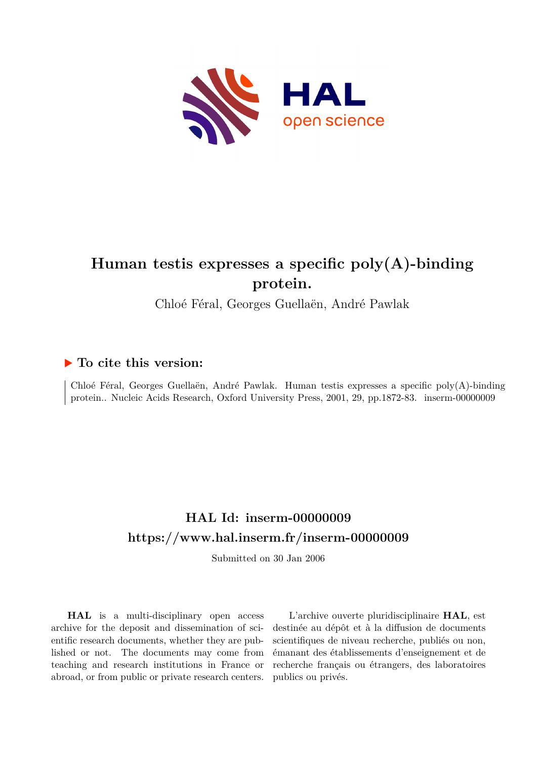# Human testis expresses a specific poly(A)-binding protein.

Chloé Féral, Georges Guellaën, André Pawlak

## ▶ To cite this version:

Chloé Féral, Georges Guellaën, André Pawlak. Human testis expresses a specific poly(A)-binding protein.. Nucleic Acids Research, Oxford University Press, 2001, 29, pp.1872-83. inserm-00000009

## HAL Id: inserm-00000009
## https://www.hal.inserm.fr/inserm-00000009

Submitted on 30 Jan 2006

**HAL** is a multi-disciplinary open access archive for the deposit and dissemination of scientific research documents, whether they are published or not. The documents may come from teaching and research institutions in France or abroad, or from public or private research centers.

L'archive ouverte pluridisciplinaire **HAL**, est destinée au dépôt et à la diffusion de documents scientifiques de niveau recherche, publiés ou non, émanant des établissements d'enseignement et de recherche français ou étrangers, des laboratoires publics ou privés.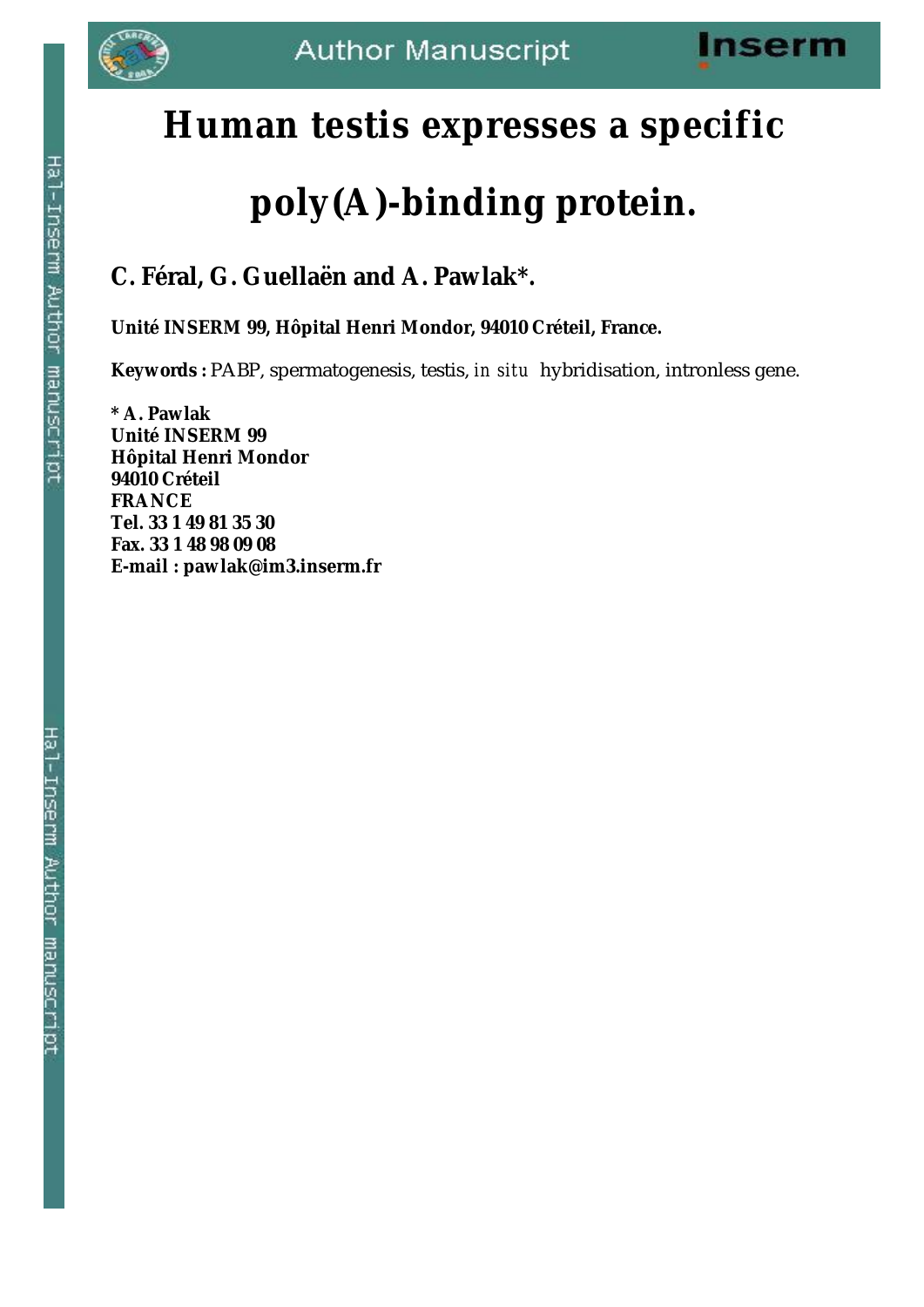# Human testis expresses a specific poly(A)-binding protein.

**C. Féral, G. Guellaën and A. Pawlak*.**

**Unité INSERM 99, Hôpital Henri Mondor, 94010 Créteil, France.**

**Keywords :** PABP, spermatogenesis, testis, *in situ* hybridisation, intronless gene.

**\* A. Pawlak**
**Unité INSERM 99**
**Hôpital Henri Mondor**
**94010 Créteil**
**FRANCE**
**Tel. 33 1 49 81 35 30**
**Fax. 33 1 48 98 09 08**
**E-mail : pawlak@im3.inserm.fr**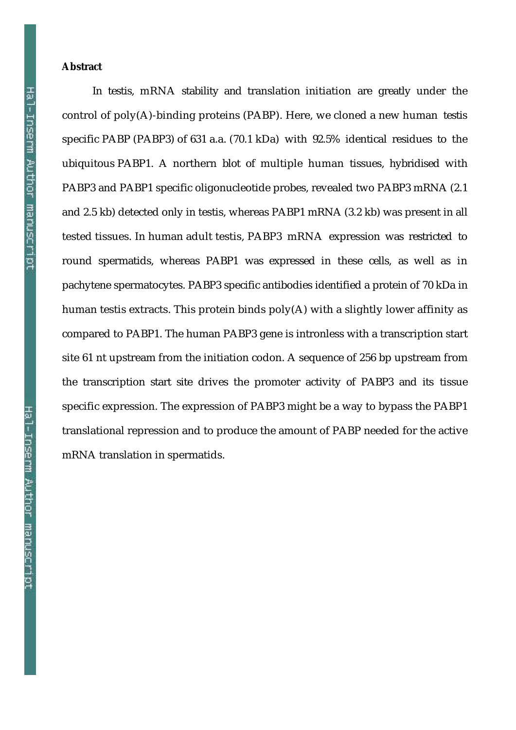**Abstract**

In testis, mRNA stability and translation initiation are greatly under the control of poly(A)-binding proteins (PABP). Here, we cloned a new human testis specific PABP (PABP3) of 631 a.a. (70.1 kDa) with 92.5% identical residues to the ubiquitous PABP1. A northern blot of multiple human tissues, hybridised with PABP3 and PABP1 specific oligonucleotide probes, revealed two PABP3 mRNA (2.1 and 2.5 kb) detected only in testis, whereas PABP1 mRNA (3.2 kb) was present in all tested tissues. In human adult testis, PABP3 mRNA expression was restricted to round spermatids, whereas PABP1 was expressed in these cells, as well as in pachytene spermatocytes. PABP3 specific antibodies identified a protein of 70 kDa in human testis extracts. This protein binds poly(A) with a slightly lower affinity as compared to PABP1. The human PABP3 gene is intronless with a transcription start site 61 nt upstream from the initiation codon. A sequence of 256 bp upstream from the transcription start site drives the promoter activity of PABP3 and its tissue specific expression. The expression of PABP3 might be a way to bypass the PABP1 translational repression and to produce the amount of PABP needed for the active mRNA translation in spermatids.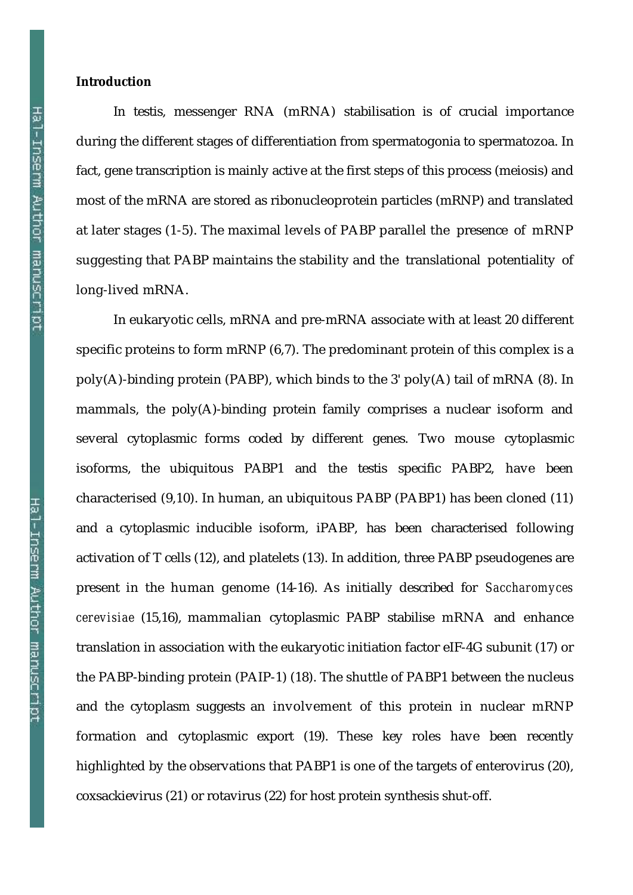**Introduction**

In testis, messenger RNA (mRNA) stabilisation is of crucial importance during the different stages of differentiation from spermatogonia to spermatozoa. In fact, gene transcription is mainly active at the first steps of this process (meiosis) and most of the mRNA are stored as ribonucleoprotein particles (mRNP) and translated at later stages (1-5). The maximal levels of PABP parallel the presence of mRNP suggesting that PABP maintains the stability and the translational potentiality of long-lived mRNA.

In eukaryotic cells, mRNA and pre-mRNA associate with at least 20 different specific proteins to form mRNP (6,7). The predominant protein of this complex is a poly(A)-binding protein (PABP), which binds to the 3' poly(A) tail of mRNA (8). In mammals, the poly(A)-binding protein family comprises a nuclear isoform and several cytoplasmic forms coded by different genes. Two mouse cytoplasmic isoforms, the ubiquitous PABP1 and the testis specific PABP2, have been characterised (9,10). In human, an ubiquitous PABP (PABP1) has been cloned (11) and a cytoplasmic inducible isoform, iPABP, has been characterised following activation of T cells (12), and platelets (13). In addition, three PABP pseudogenes are present in the human genome (14-16). As initially described for *Saccharomyces cerevisiae* (15,16), mammalian cytoplasmic PABP stabilise mRNA and enhance translation in association with the eukaryotic initiation factor eIF-4G subunit (17) or the PABP-binding protein (PAIP-1) (18). The shuttle of PABP1 between the nucleus and the cytoplasm suggests an involvement of this protein in nuclear mRNP formation and cytoplasmic export (19). These key roles have been recently highlighted by the observations that PABP1 is one of the targets of enterovirus (20), coxsackievirus (21) or rotavirus (22) for host protein synthesis shut-off.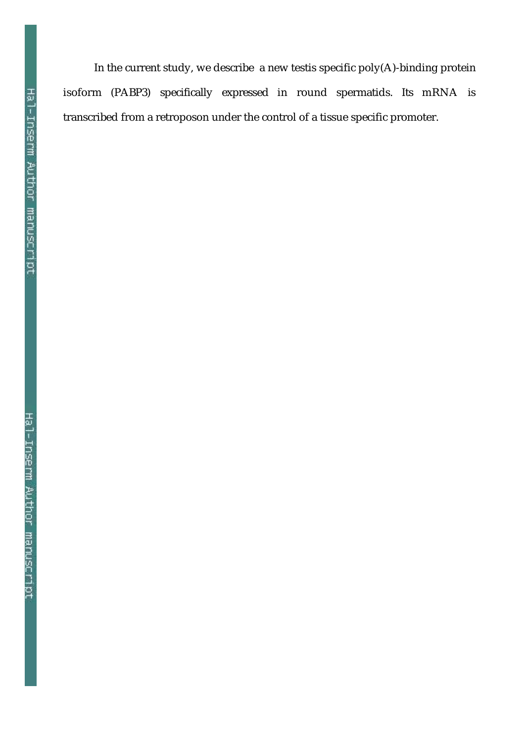In the current study, we describe a new testis specific poly(A)-binding protein isoform (PABP3) specifically expressed in round spermatids. Its mRNA is transcribed from a retroposon under the control of a tissue specific promoter.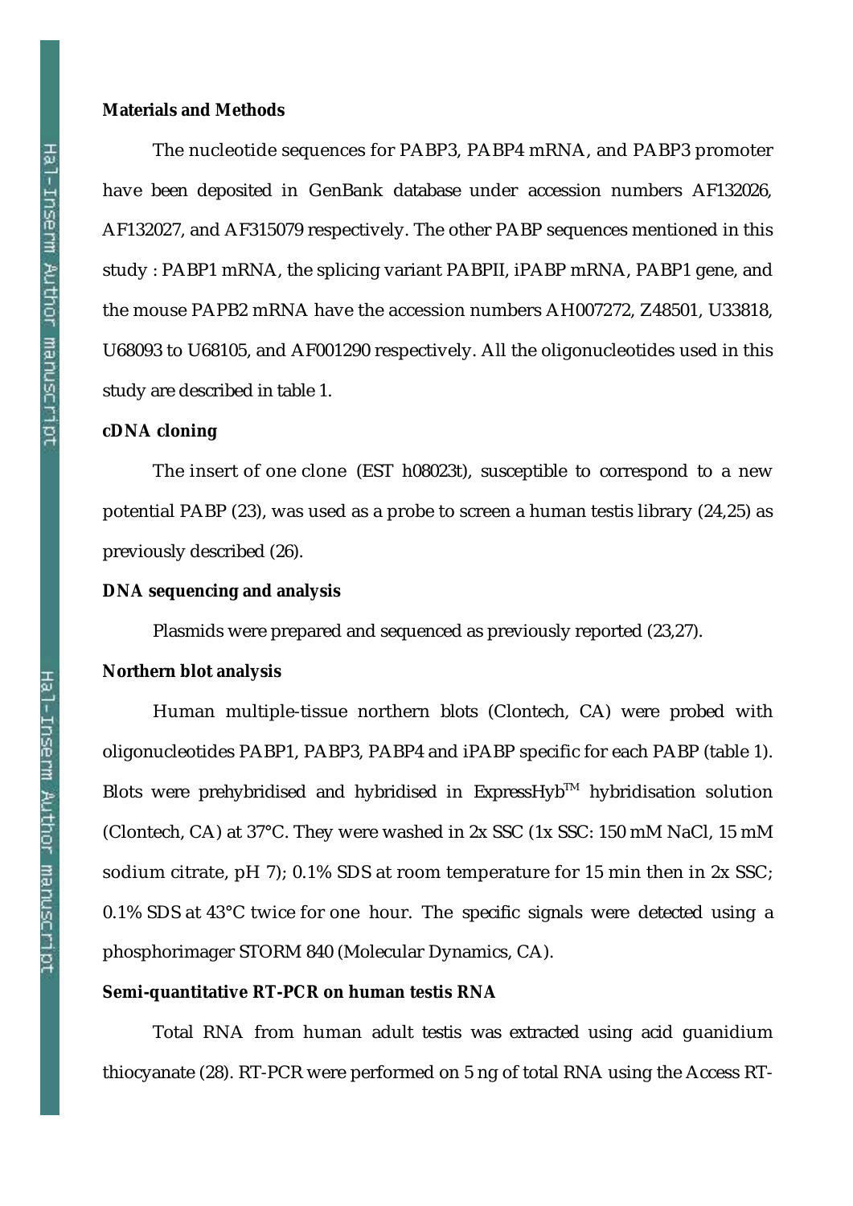**Materials and Methods**

The nucleotide sequences for PABP3, PABP4 mRNA, and PABP3 promoter have been deposited in GenBank database under accession numbers AF132026, AF132027, and AF315079 respectively. The other PABP sequences mentioned in this study : PABP1 mRNA, the splicing variant PABPII, iPABP mRNA, PABP1 gene, and the mouse PAPB2 mRNA have the accession numbers AH007272, Z48501, U33818, U68093 to U68105, and AF001290 respectively. All the oligonucleotides used in this study are described in table 1.

**cDNA cloning**

The insert of one clone (EST h08023t), susceptible to correspond to a new potential PABP (23), was used as a probe to screen a human testis library (24,25) as previously described (26).

**DNA sequencing and analysis**

Plasmids were prepared and sequenced as previously reported (23,27).

**Northern blot analysis**

Human multiple-tissue northern blots (Clontech, CA) were probed with oligonucleotides PABP1, PABP3, PABP4 and iPABP specific for each PABP (table 1). Blots were prehybridised and hybridised in ExpressHyb™ hybridisation solution (Clontech, CA) at 37°C. They were washed in 2x SSC (1x SSC: 150 mM NaCl, 15 mM sodium citrate, pH 7); 0.1% SDS at room temperature for 15 min then in 2x SSC; 0.1% SDS at 43°C twice for one hour. The specific signals were detected using a phosphorimager STORM 840 (Molecular Dynamics, CA).

**Semi-quantitative RT-PCR on human testis RNA**

Total RNA from human adult testis was extracted using acid guanidium thiocyanate (28). RT-PCR were performed on 5 ng of total RNA using the Access RT-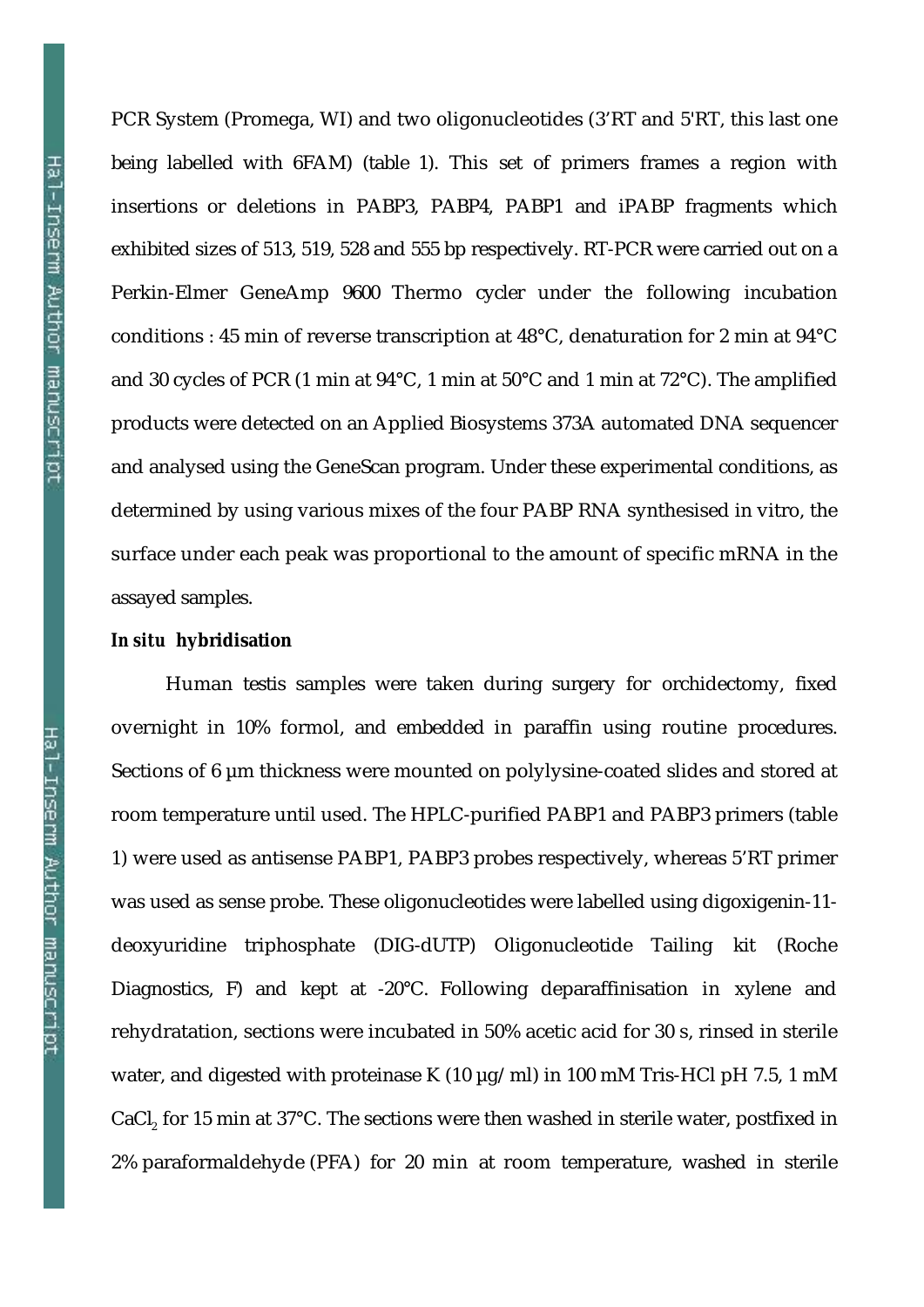PCR System (Promega, WI) and two oligonucleotides (3'RT and 5'RT, this last one being labelled with 6FAM) (table 1). This set of primers frames a region with insertions or deletions in PABP3, PABP4, PABP1 and iPABP fragments which exhibited sizes of 513, 519, 528 and 555 bp respectively. RT-PCR were carried out on a Perkin-Elmer GeneAmp 9600 Thermo cycler under the following incubation conditions : 45 min of reverse transcription at 48°C, denaturation for 2 min at 94°C and 30 cycles of PCR (1 min at 94°C, 1 min at 50°C and 1 min at 72°C). The amplified products were detected on an Applied Biosystems 373A automated DNA sequencer and analysed using the GeneScan program. Under these experimental conditions, as determined by using various mixes of the four PABP RNA synthesised in vitro, the surface under each peak was proportional to the amount of specific mRNA in the assayed samples.

***In situ* hybridisation**

Human testis samples were taken during surgery for orchidectomy, fixed overnight in 10% formol, and embedded in paraffin using routine procedures. Sections of 6 µm thickness were mounted on polylysine-coated slides and stored at room temperature until used. The HPLC-purified PABP1 and PABP3 primers (table 1) were used as antisense PABP1, PABP3 probes respectively, whereas 5'RT primer was used as sense probe. These oligonucleotides were labelled using digoxigenin-11-deoxyuridine triphosphate (DIG-dUTP) Oligonucleotide Tailing kit (Roche Diagnostics, F) and kept at -20°C. Following deparaffinisation in xylene and rehydratation, sections were incubated in 50% acetic acid for 30 s, rinsed in sterile water, and digested with proteinase K (10 µg/ml) in 100 mM Tris-HCl pH 7.5, 1 mM $CaCl_2$ for 15 min at 37°C. The sections were then washed in sterile water, postfixed in 2% paraformaldehyde (PFA) for 20 min at room temperature, washed in sterile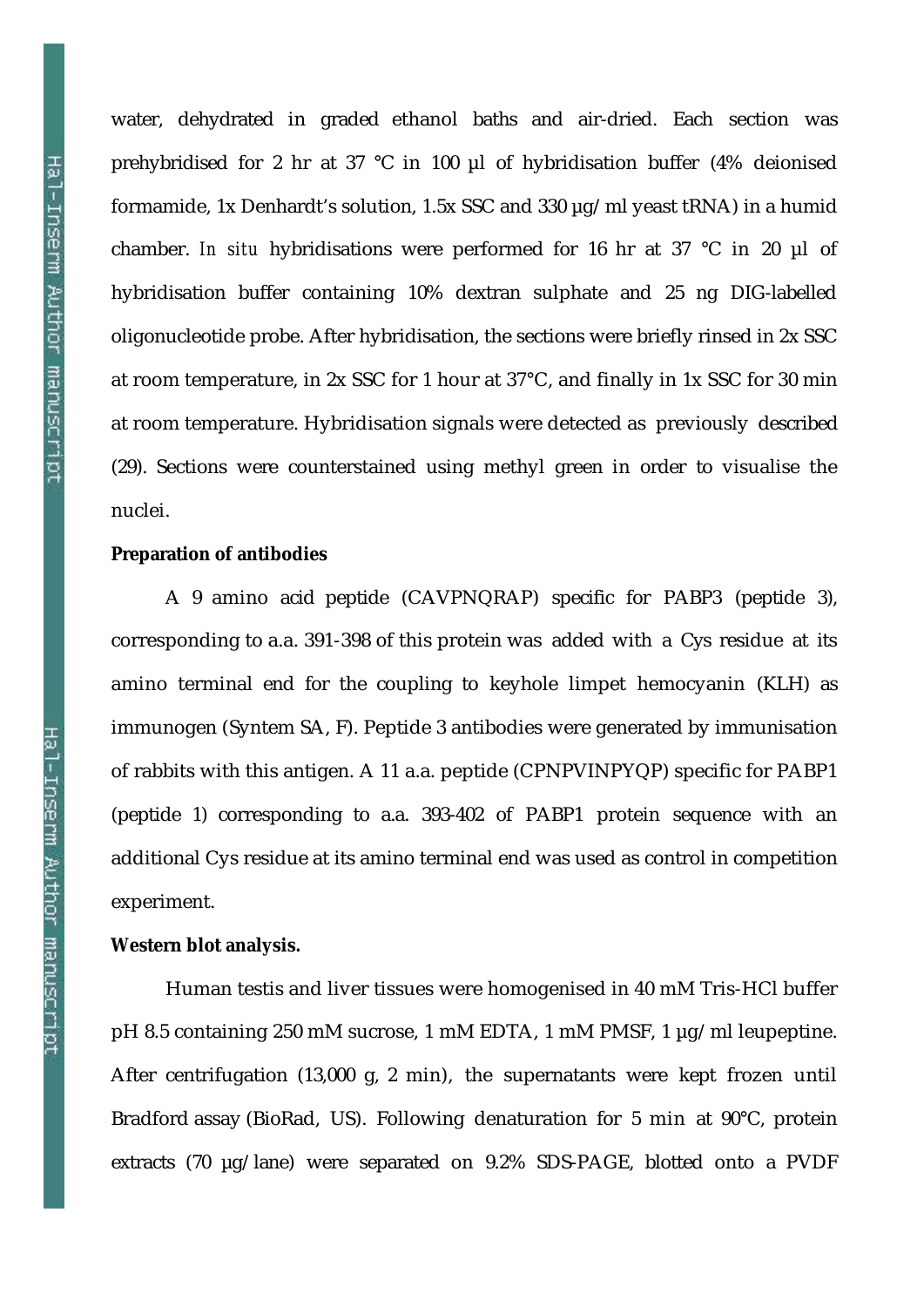water, dehydrated in graded ethanol baths and air-dried. Each section was prehybridised for 2 hr at 37 °C in 100 µl of hybridisation buffer (4% deionised formamide, 1x Denhardt's solution, 1.5x SSC and 330 µg/ml yeast tRNA) in a humid chamber. *In situ* hybridisations were performed for 16 hr at 37 °C in 20 µl of hybridisation buffer containing 10% dextran sulphate and 25 ng DIG-labelled oligonucleotide probe. After hybridisation, the sections were briefly rinsed in 2x SSC at room temperature, in 2x SSC for 1 hour at 37°C, and finally in 1x SSC for 30 min at room temperature. Hybridisation signals were detected as previously described (29). Sections were counterstained using methyl green in order to visualise the nuclei.

**Preparation of antibodies**

A 9 amino acid peptide (CAVPNQRAP) specific for PABP3 (peptide 3), corresponding to a.a. 391-398 of this protein was added with a Cys residue at its amino terminal end for the coupling to keyhole limpet hemocyanin (KLH) as immunogen (Syntem SA, F). Peptide 3 antibodies were generated by immunisation of rabbits with this antigen. A 11 a.a. peptide (CPNPVINPYQP) specific for PABP1 (peptide 1) corresponding to a.a. 393-402 of PABP1 protein sequence with an additional Cys residue at its amino terminal end was used as control in competition experiment.

**Western blot analysis.**

Human testis and liver tissues were homogenised in 40 mM Tris-HCl buffer pH 8.5 containing 250 mM sucrose, 1 mM EDTA, 1 mM PMSF, 1 µg/ml leupeptine. After centrifugation (13,000 g, 2 min), the supernatants were kept frozen until Bradford assay (BioRad, US). Following denaturation for 5 min at 90°C, protein extracts (70 µg/lane) were separated on 9.2% SDS-PAGE, blotted onto a PVDF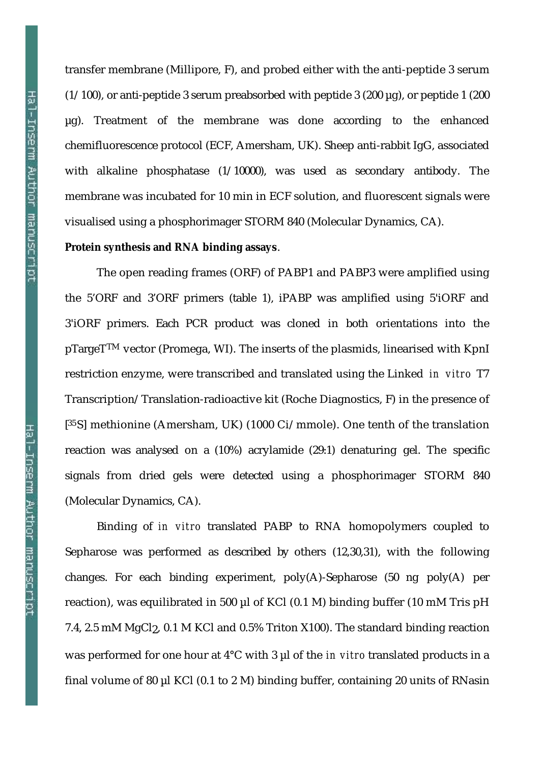transfer membrane (Millipore, F), and probed either with the anti-peptide 3 serum (1/100), or anti-peptide 3 serum preabsorbed with peptide 3 (200 µg), or peptide 1 (200 µg). Treatment of the membrane was done according to the enhanced chemifluorescence protocol (ECF, Amersham, UK). Sheep anti-rabbit IgG, associated with alkaline phosphatase (1/10000), was used as secondary antibody. The membrane was incubated for 10 min in ECF solution, and fluorescent signals were visualised using a phosphorimager STORM 840 (Molecular Dynamics, CA).

**Protein synthesis and RNA binding assays**.

The open reading frames (ORF) of PABP1 and PABP3 were amplified using the 5'ORF and 3'ORF primers (table 1), iPABP was amplified using 5'iORF and 3'iORF primers. Each PCR product was cloned in both orientations into the pTargeT$^{TM}$ vector (Promega, WI). The inserts of the plasmids, linearised with KpnI restriction enzyme, were transcribed and translated using the Linked *in vitro* T7 Transcription/Translation-radioactive kit (Roche Diagnostics, F) in the presence of [$^{35}$S] methionine (Amersham, UK) (1000 Ci/mmole). One tenth of the translation reaction was analysed on a (10%) acrylamide (29:1) denaturing gel. The specific signals from dried gels were detected using a phosphorimager STORM 840 (Molecular Dynamics, CA).

Binding of *in vitro* translated PABP to RNA homopolymers coupled to Sepharose was performed as described by others (12,30,31), with the following changes. For each binding experiment, poly(A)-Sepharose (50 ng poly(A) per reaction), was equilibrated in 500 µl of KCl (0.1 M) binding buffer (10 mM Tris pH 7.4, 2.5 mM $MgCl_2$, 0.1 M KCl and 0.5% Triton X100). The standard binding reaction was performed for one hour at 4°C with 3 µl of the *in vitro* translated products in a final volume of 80 µl KCl (0.1 to 2 M) binding buffer, containing 20 units of RNasin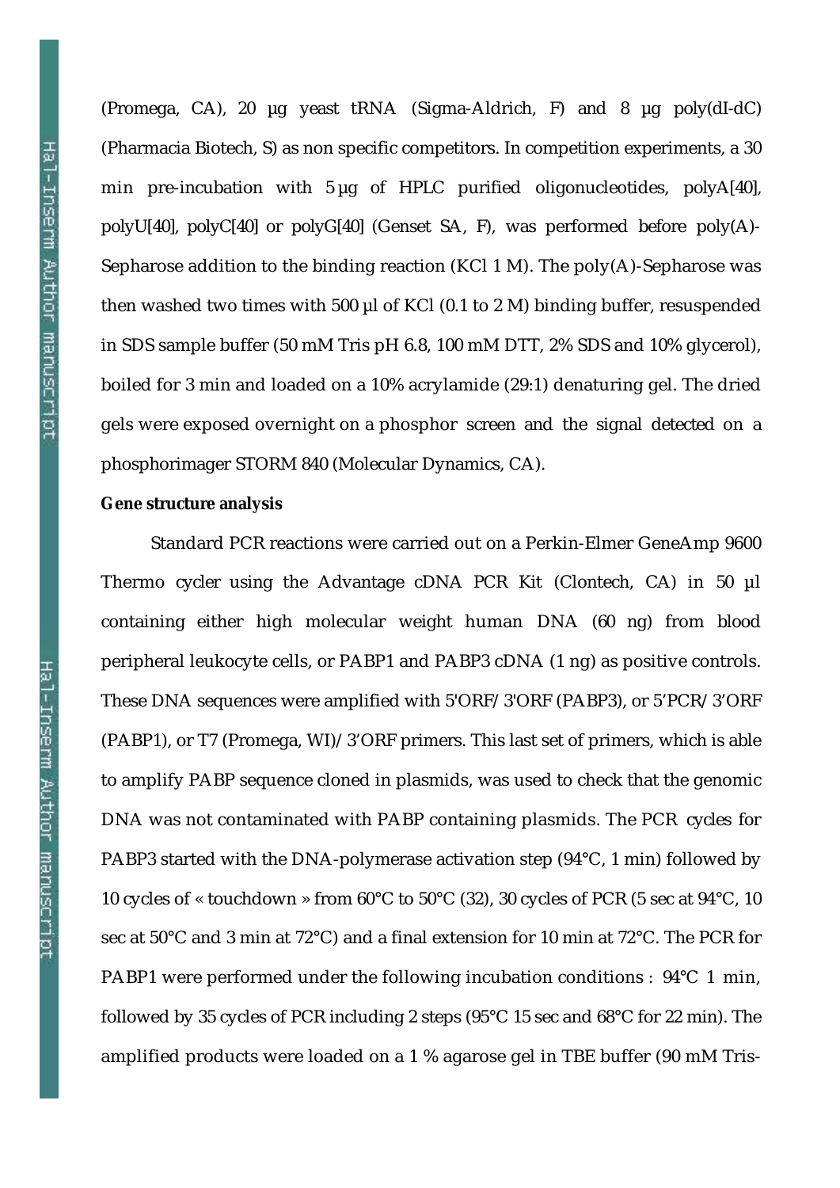(Promega, CA), 20 µg yeast tRNA (Sigma-Aldrich, F) and 8 µg poly(dI-dC) (Pharmacia Biotech, S) as non specific competitors. In competition experiments, a 30 min pre-incubation with 5 µg of HPLC purified oligonucleotides, polyA[40], polyU[40], polyC[40] or polyG[40] (Genset SA, F), was performed before poly(A)-Sepharose addition to the binding reaction (KCl 1 M). The poly(A)-Sepharose was then washed two times with 500 µl of KCl (0.1 to 2 M) binding buffer, resuspended in SDS sample buffer (50 mM Tris pH 6.8, 100 mM DTT, 2% SDS and 10% glycerol), boiled for 3 min and loaded on a 10% acrylamide (29:1) denaturing gel. The dried gels were exposed overnight on a phosphor screen and the signal detected on a phosphorimager STORM 840 (Molecular Dynamics, CA).

**Gene structure analysis**

Standard PCR reactions were carried out on a Perkin-Elmer GeneAmp 9600 Thermo cycler using the Advantage cDNA PCR Kit (Clontech, CA) in 50 µl containing either high molecular weight human DNA (60 ng) from blood peripheral leukocyte cells, or PABP1 and PABP3 cDNA (1 ng) as positive controls. These DNA sequences were amplified with 5'ORF/3'ORF (PABP3), or 5'PCR/3'ORF (PABP1), or T7 (Promega, WI)/3'ORF primers. This last set of primers, which is able to amplify PABP sequence cloned in plasmids, was used to check that the genomic DNA was not contaminated with PABP containing plasmids. The PCR cycles for PABP3 started with the DNA-polymerase activation step (94°C, 1 min) followed by 10 cycles of « touchdown » from 60°C to 50°C (32), 30 cycles of PCR (5 sec at 94°C, 10 sec at 50°C and 3 min at 72°C) and a final extension for 10 min at 72°C. The PCR for PABP1 were performed under the following incubation conditions : 94°C 1 min, followed by 35 cycles of PCR including 2 steps (95°C 15 sec and 68°C for 22 min). The amplified products were loaded on a 1 % agarose gel in TBE buffer (90 mM Tris-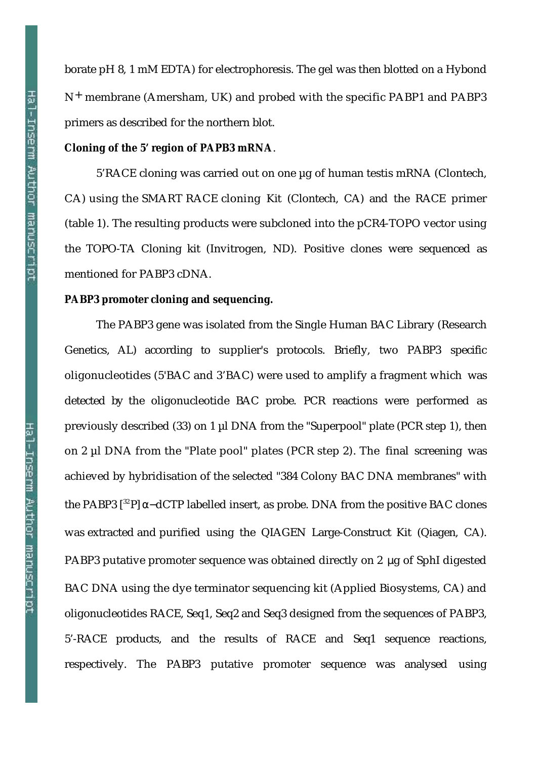borate pH 8, 1 mM EDTA) for electrophoresis. The gel was then blotted on a Hybond N+ membrane (Amersham, UK) and probed with the specific PABP1 and PABP3 primers as described for the northern blot.

**Cloning of the 5' region of PAPB3 mRNA**.

5'RACE cloning was carried out on one µg of human testis mRNA (Clontech, CA) using the SMART RACE cloning Kit (Clontech, CA) and the RACE primer (table 1). The resulting products were subcloned into the pCR4-TOPO vector using the TOPO-TA Cloning kit (Invitrogen, ND). Positive clones were sequenced as mentioned for PABP3 cDNA.

**PABP3 promoter cloning and sequencing.**

The PABP3 gene was isolated from the Single Human BAC Library (Research Genetics, AL) according to supplier's protocols. Briefly, two PABP3 specific oligonucleotides (5'BAC and 3'BAC) were used to amplify a fragment which was detected by the oligonucleotide BAC probe. PCR reactions were performed as previously described (33) on 1 µl DNA from the "Superpool" plate (PCR step 1), then on 2 µl DNA from the "Plate pool" plates (PCR step 2). The final screening was achieved by hybridisation of the selected "384 Colony BAC DNA membranes" with the PABP3 [$^{32}$P] α−dCTP labelled insert, as probe. DNA from the positive BAC clones was extracted and purified using the QIAGEN Large-Construct Kit (Qiagen, CA). PABP3 putative promoter sequence was obtained directly on 2 µg of SphI digested BAC DNA using the dye terminator sequencing kit (Applied Biosystems, CA) and oligonucleotides RACE, Seq1, Seq2 and Seq3 designed from the sequences of PABP3, 5'-RACE products, and the results of RACE and Seq1 sequence reactions, respectively. The PABP3 putative promoter sequence was analysed using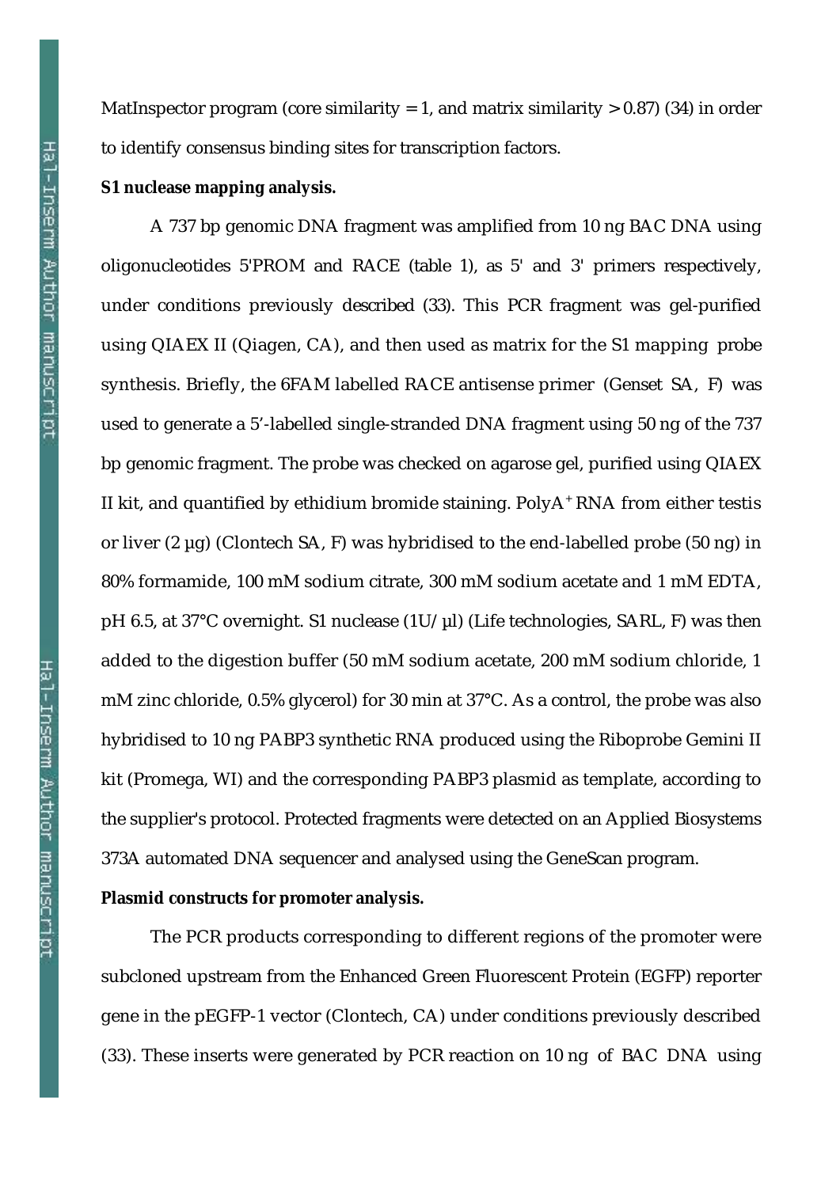MatInspector program (core similarity = 1, and matrix similarity > 0.87) (34) in order to identify consensus binding sites for transcription factors.

**S1 nuclease mapping analysis.**

A 737 bp genomic DNA fragment was amplified from 10 ng BAC DNA using oligonucleotides 5'PROM and RACE (table 1), as 5' and 3' primers respectively, under conditions previously described (33). This PCR fragment was gel-purified using QIAEX II (Qiagen, CA), and then used as matrix for the S1 mapping probe synthesis. Briefly, the 6FAM labelled RACE antisense primer (Genset SA, F) was used to generate a 5'-labelled single-stranded DNA fragment using 50 ng of the 737 bp genomic fragment. The probe was checked on agarose gel, purified using QIAEX II kit, and quantified by ethidium bromide staining. $PolyA^{+}$ RNA from either testis or liver (2 µg) (Clontech SA, F) was hybridised to the end-labelled probe (50 ng) in 80% formamide, 100 mM sodium citrate, 300 mM sodium acetate and 1 mM EDTA, pH 6.5, at 37°C overnight. S1 nuclease (1U/µl) (Life technologies, SARL, F) was then added to the digestion buffer (50 mM sodium acetate, 200 mM sodium chloride, 1 mM zinc chloride, 0.5% glycerol) for 30 min at 37°C. As a control, the probe was also hybridised to 10 ng PABP3 synthetic RNA produced using the Riboprobe Gemini II kit (Promega, WI) and the corresponding PABP3 plasmid as template, according to the supplier's protocol. Protected fragments were detected on an Applied Biosystems 373A automated DNA sequencer and analysed using the GeneScan program.

**Plasmid constructs for promoter analysis.**

The PCR products corresponding to different regions of the promoter were subcloned upstream from the Enhanced Green Fluorescent Protein (EGFP) reporter gene in the pEGFP-1 vector (Clontech, CA) under conditions previously described (33). These inserts were generated by PCR reaction on 10 ng of BAC DNA using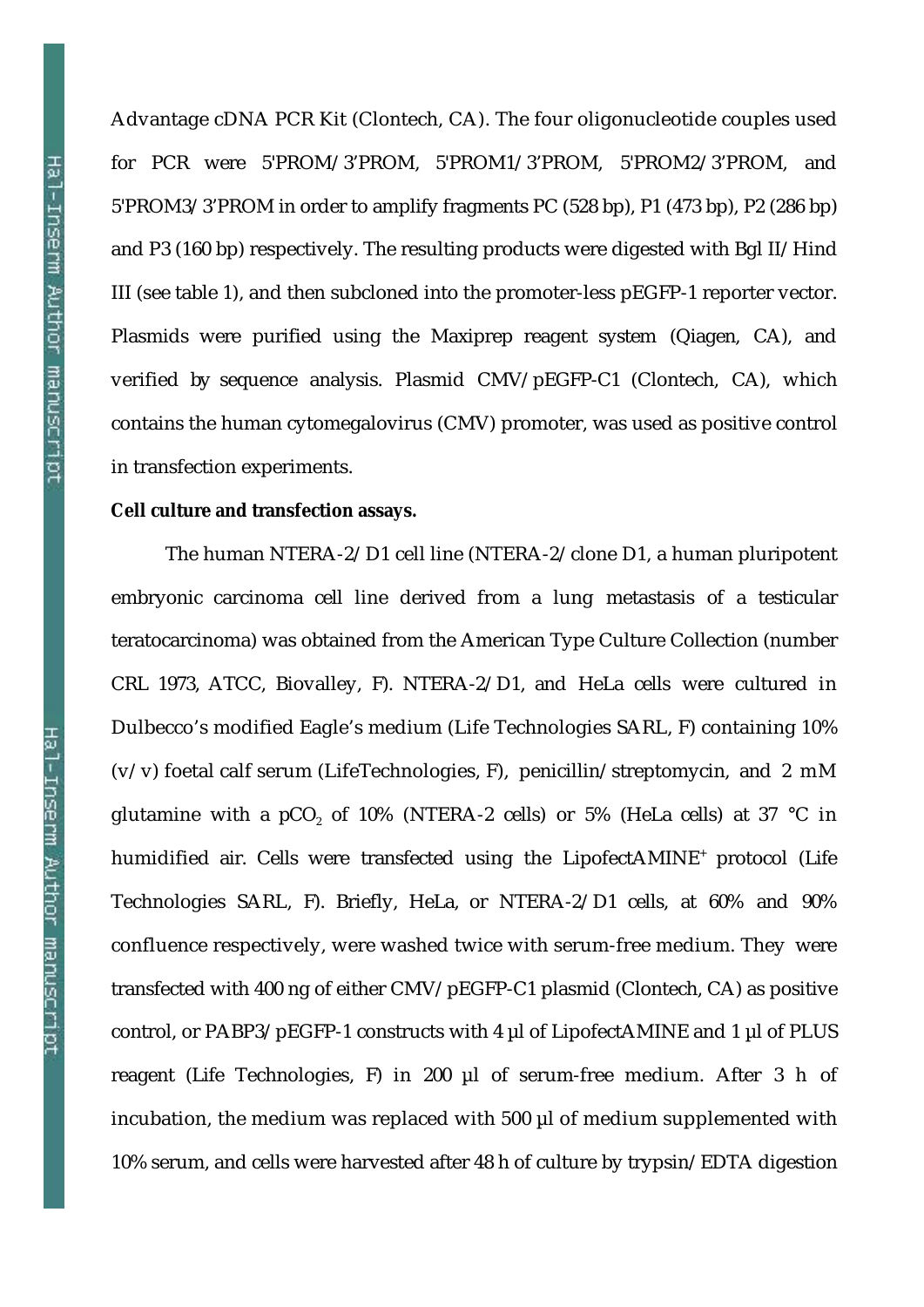Advantage cDNA PCR Kit (Clontech, CA). The four oligonucleotide couples used for PCR were 5'PROM/3'PROM, 5'PROM1/3'PROM, 5'PROM2/3'PROM, and 5'PROM3/3'PROM in order to amplify fragments PC (528 bp), P1 (473 bp), P2 (286 bp) and P3 (160 bp) respectively. The resulting products were digested with Bgl II/Hind III (see table 1), and then subcloned into the promoter-less pEGFP-1 reporter vector. Plasmids were purified using the Maxiprep reagent system (Qiagen, CA), and verified by sequence analysis. Plasmid CMV/pEGFP-C1 (Clontech, CA), which contains the human cytomegalovirus (CMV) promoter, was used as positive control in transfection experiments.

**Cell culture and transfection assays.**

The human NTERA-2/D1 cell line (NTERA-2/clone D1, a human pluripotent embryonic carcinoma cell line derived from a lung metastasis of a testicular teratocarcinoma) was obtained from the American Type Culture Collection (number CRL 1973, ATCC, Biovalley, F). NTERA-2/D1, and HeLa cells were cultured in Dulbecco's modified Eagle's medium (Life Technologies SARL, F) containing 10% (v/v) foetal calf serum (LifeTechnologies, F), penicillin/streptomycin, and 2 mM glutamine with a $pCO_2$ of 10% (NTERA-2 cells) or 5% (HeLa cells) at 37 °C in humidified air. Cells were transfected using the LipofectAMINE+ protocol (Life Technologies SARL, F). Briefly, HeLa, or NTERA-2/D1 cells, at 60% and 90% confluence respectively, were washed twice with serum-free medium. They were transfected with 400 ng of either CMV/pEGFP-C1 plasmid (Clontech, CA) as positive control, or PABP3/pEGFP-1 constructs with 4 µl of LipofectAMINE and 1 µl of PLUS reagent (Life Technologies, F) in 200 µl of serum-free medium. After 3 h of incubation, the medium was replaced with 500 µl of medium supplemented with 10% serum, and cells were harvested after 48 h of culture by trypsin/EDTA digestion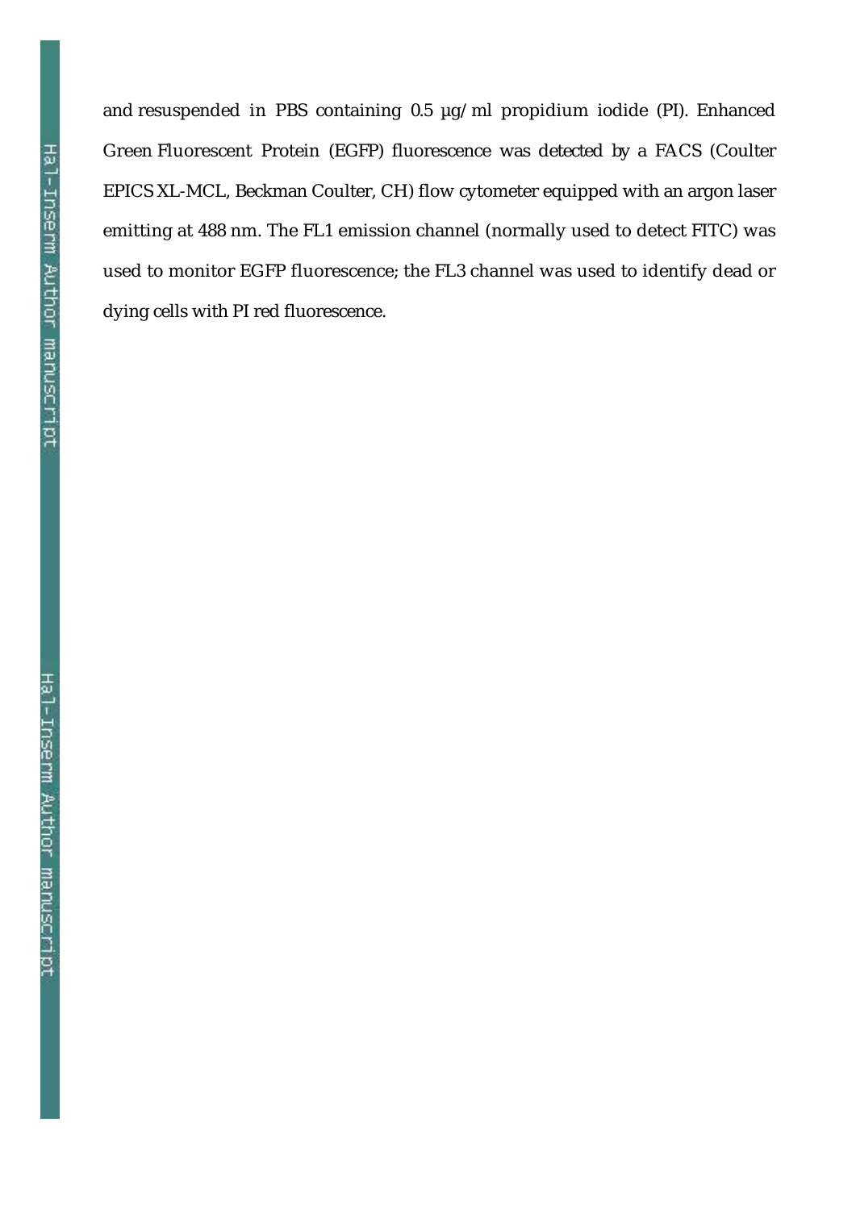and resuspended in PBS containing 0.5 µg/ml propidium iodide (PI). Enhanced Green Fluorescent Protein (EGFP) fluorescence was detected by a FACS (Coulter EPICS XL-MCL, Beckman Coulter, CH) flow cytometer equipped with an argon laser emitting at 488 nm. The FL1 emission channel (normally used to detect FITC) was used to monitor EGFP fluorescence; the FL3 channel was used to identify dead or dying cells with PI red fluorescence.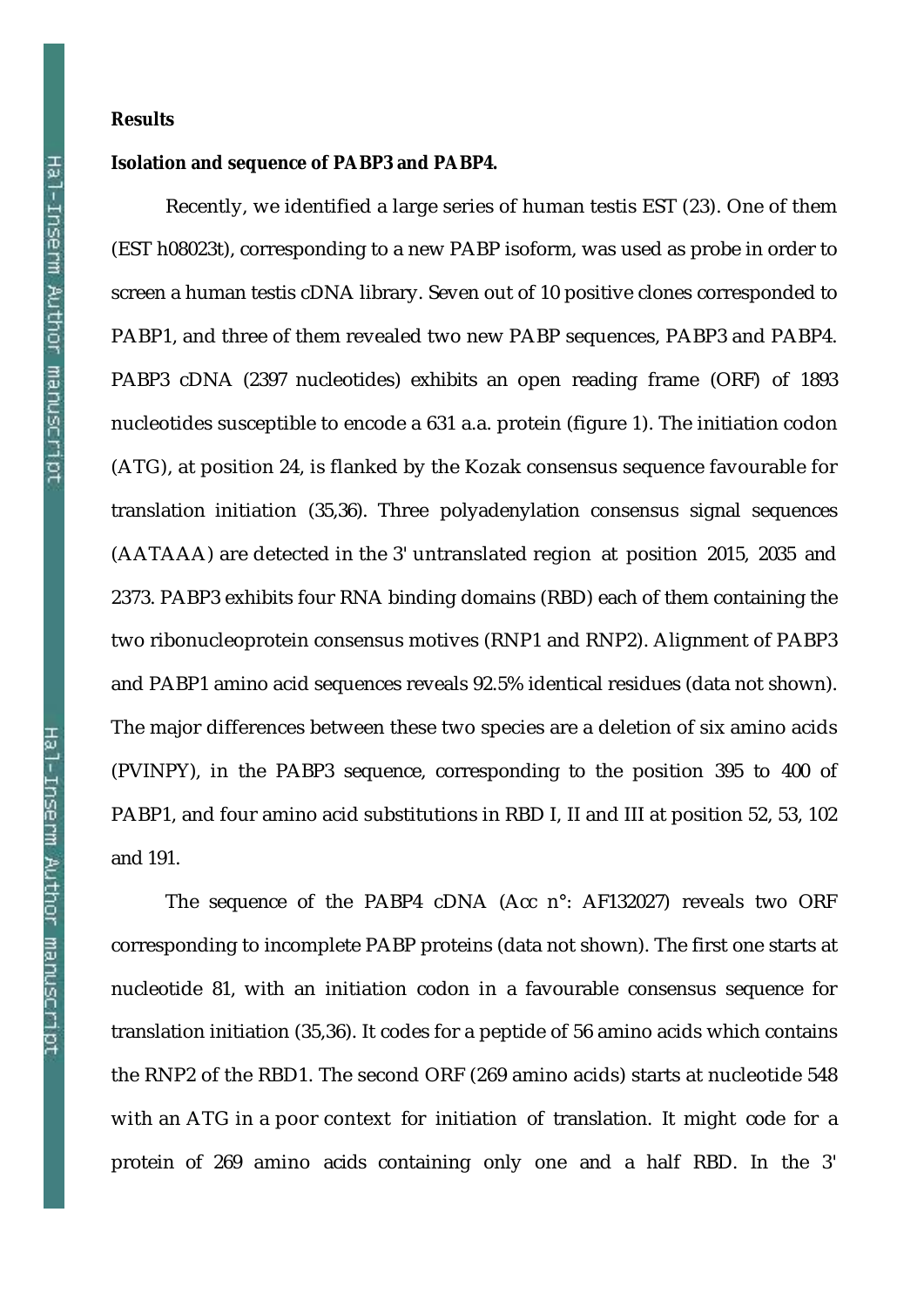## Results

### Isolation and sequence of PABP3 and PABP4.

Recently, we identified a large series of human testis EST (23). One of them (EST h08023t), corresponding to a new PABP isoform, was used as probe in order to screen a human testis cDNA library. Seven out of 10 positive clones corresponded to PABP1, and three of them revealed two new PABP sequences, PABP3 and PABP4. PABP3 cDNA (2397 nucleotides) exhibits an open reading frame (ORF) of 1893 nucleotides susceptible to encode a 631 a.a. protein (figure 1). The initiation codon (ATG), at position 24, is flanked by the Kozak consensus sequence favourable for translation initiation (35,36). Three polyadenylation consensus signal sequences (AATAAA) are detected in the 3' untranslated region at position 2015, 2035 and 2373. PABP3 exhibits four RNA binding domains (RBD) each of them containing the two ribonucleoprotein consensus motives (RNP1 and RNP2). Alignment of PABP3 and PABP1 amino acid sequences reveals 92.5% identical residues (data not shown). The major differences between these two species are a deletion of six amino acids (PVINPY), in the PABP3 sequence, corresponding to the position 395 to 400 of PABP1, and four amino acid substitutions in RBD I, II and III at position 52, 53, 102 and 191.

The sequence of the PABP4 cDNA (Acc n°: AF132027) reveals two ORF corresponding to incomplete PABP proteins (data not shown). The first one starts at nucleotide 81, with an initiation codon in a favourable consensus sequence for translation initiation (35,36). It codes for a peptide of 56 amino acids which contains the RNP2 of the RBD1. The second ORF (269 amino acids) starts at nucleotide 548 with an ATG in a poor context for initiation of translation. It might code for a protein of 269 amino acids containing only one and a half RBD. In the 3'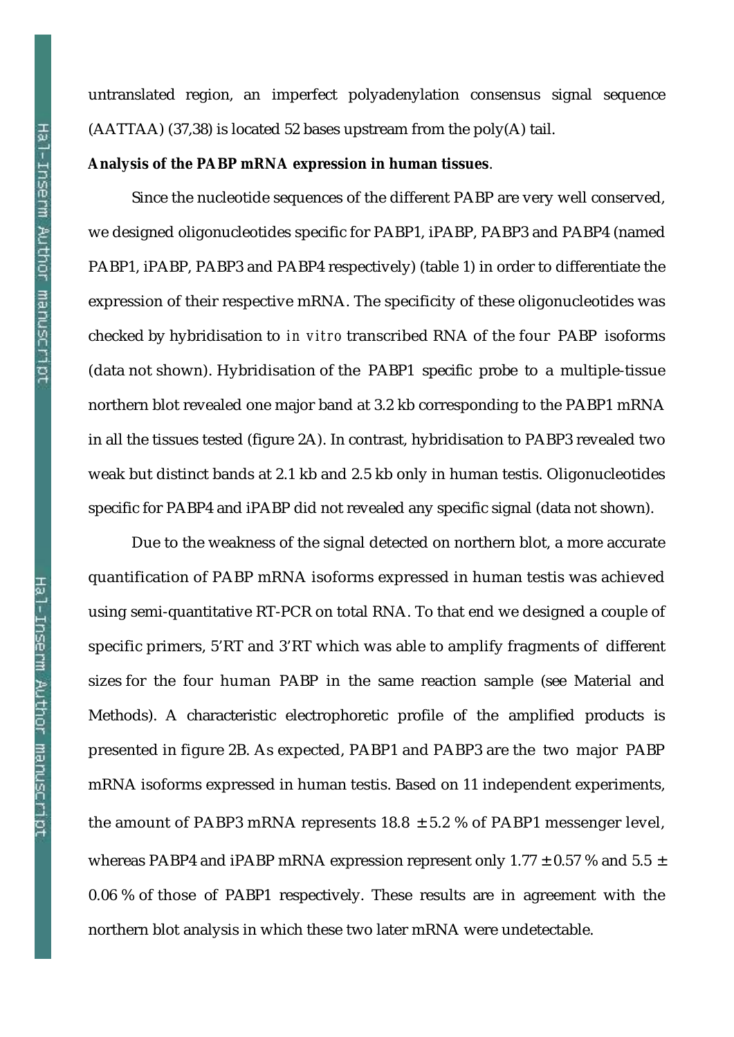untranslated region, an imperfect polyadenylation consensus signal sequence (AATTAA) (37,38) is located 52 bases upstream from the poly(A) tail.

**Analysis of the PABP mRNA expression in human tissues**.

Since the nucleotide sequences of the different PABP are very well conserved, we designed oligonucleotides specific for PABP1, iPABP, PABP3 and PABP4 (named PABP1, iPABP, PABP3 and PABP4 respectively) (table 1) in order to differentiate the expression of their respective mRNA. The specificity of these oligonucleotides was checked by hybridisation to *in vitro* transcribed RNA of the four PABP isoforms (data not shown). Hybridisation of the PABP1 specific probe to a multiple-tissue northern blot revealed one major band at 3.2 kb corresponding to the PABP1 mRNA in all the tissues tested (figure 2A). In contrast, hybridisation to PABP3 revealed two weak but distinct bands at 2.1 kb and 2.5 kb only in human testis. Oligonucleotides specific for PABP4 and iPABP did not revealed any specific signal (data not shown).

Due to the weakness of the signal detected on northern blot, a more accurate quantification of PABP mRNA isoforms expressed in human testis was achieved using semi-quantitative RT-PCR on total RNA. To that end we designed a couple of specific primers, 5'RT and 3'RT which was able to amplify fragments of different sizes for the four human PABP in the same reaction sample (see Material and Methods). A characteristic electrophoretic profile of the amplified products is presented in figure 2B. As expected, PABP1 and PABP3 are the two major PABP mRNA isoforms expressed in human testis. Based on 11 independent experiments, the amount of PABP3 mRNA represents $18.8 \pm 5.2$ % of PABP1 messenger level, whereas PABP4 and iPABP mRNA expression represent only $1.77 \pm 0.57$ % and $5.5 \pm 0.06$ % of those of PABP1 respectively. These results are in agreement with the northern blot analysis in which these two later mRNA were undetectable.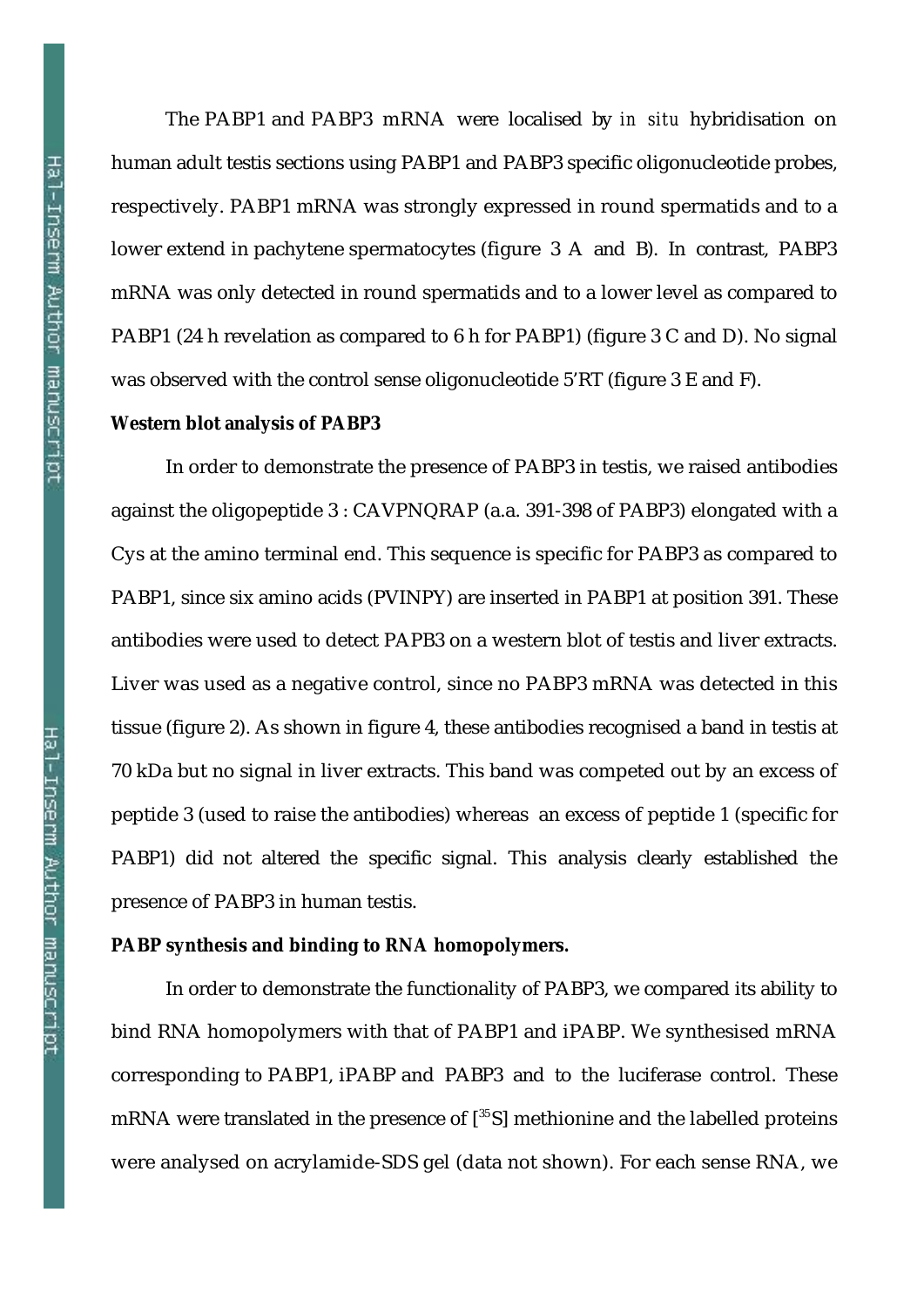The PABP1 and PABP3 mRNA were localised by *in situ* hybridisation on human adult testis sections using PABP1 and PABP3 specific oligonucleotide probes, respectively. PABP1 mRNA was strongly expressed in round spermatids and to a lower extend in pachytene spermatocytes (figure 3 A and B). In contrast, PABP3 mRNA was only detected in round spermatids and to a lower level as compared to PABP1 (24 h revelation as compared to 6 h for PABP1) (figure 3 C and D). No signal was observed with the control sense oligonucleotide 5'RT (figure 3 E and F).

**Western blot analysis of PABP3**

In order to demonstrate the presence of PABP3 in testis, we raised antibodies against the oligopeptide 3 : CAVPNQRAP (a.a. 391-398 of PABP3) elongated with a Cys at the amino terminal end. This sequence is specific for PABP3 as compared to PABP1, since six amino acids (PVINPY) are inserted in PABP1 at position 391. These antibodies were used to detect PAPB3 on a western blot of testis and liver extracts. Liver was used as a negative control, since no PABP3 mRNA was detected in this tissue (figure 2). As shown in figure 4, these antibodies recognised a band in testis at 70 kDa but no signal in liver extracts. This band was competed out by an excess of peptide 3 (used to raise the antibodies) whereas an excess of peptide 1 (specific for PABP1) did not altered the specific signal. This analysis clearly established the presence of PABP3 in human testis.

**PABP synthesis and binding to RNA homopolymers.**

In order to demonstrate the functionality of PABP3, we compared its ability to bind RNA homopolymers with that of PABP1 and iPABP. We synthesised mRNA corresponding to PABP1, iPABP and PABP3 and to the luciferase control. These mRNA were translated in the presence of [$^{35}$S] methionine and the labelled proteins were analysed on acrylamide-SDS gel (data not shown). For each sense RNA, we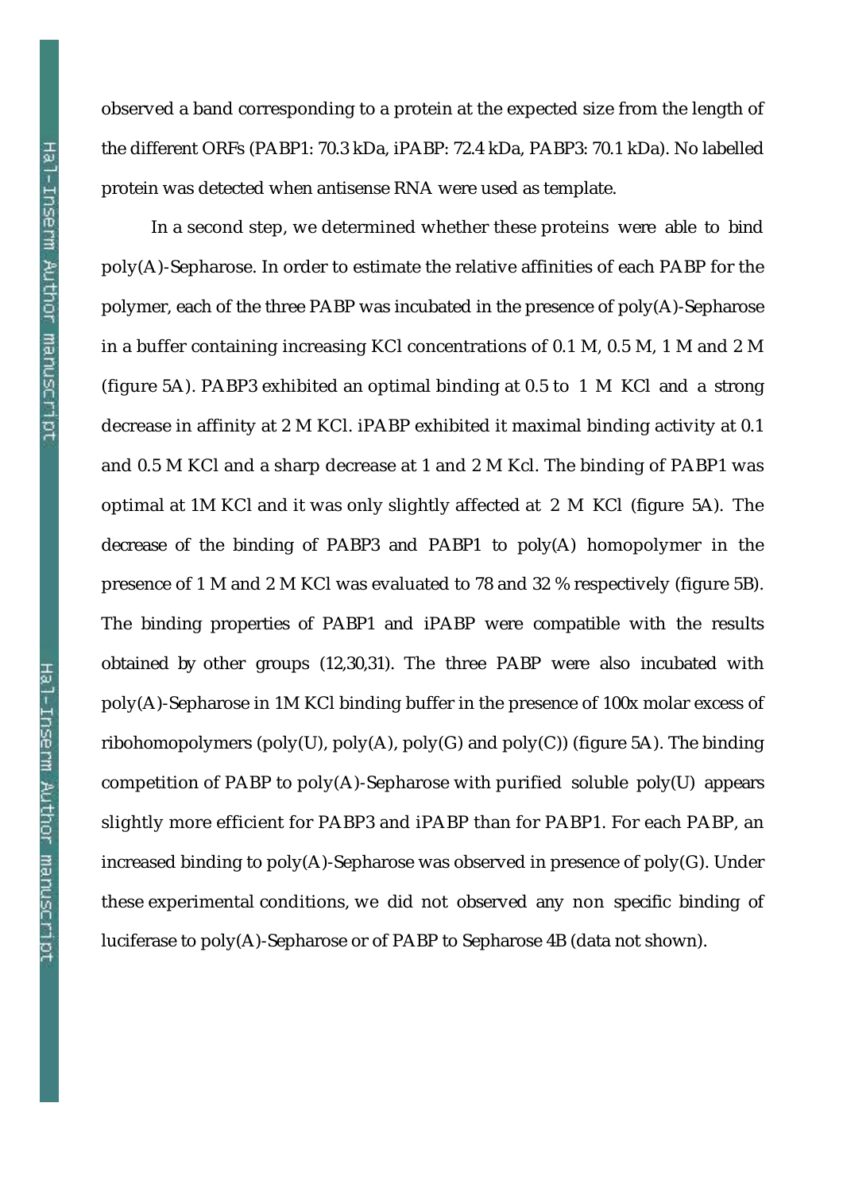observed a band corresponding to a protein at the expected size from the length of the different ORFs (PABP1: 70.3 kDa, iPABP: 72.4 kDa, PABP3: 70.1 kDa). No labelled protein was detected when antisense RNA were used as template.

In a second step, we determined whether these proteins were able to bind poly(A)-Sepharose. In order to estimate the relative affinities of each PABP for the polymer, each of the three PABP was incubated in the presence of poly(A)-Sepharose in a buffer containing increasing KCl concentrations of 0.1 M, 0.5 M, 1 M and 2 M (figure 5A). PABP3 exhibited an optimal binding at 0.5 to 1 M KCl and a strong decrease in affinity at 2 M KCl. iPABP exhibited it maximal binding activity at 0.1 and 0.5 M KCl and a sharp decrease at 1 and 2 M Kcl. The binding of PABP1 was optimal at 1M KCl and it was only slightly affected at 2 M KCl (figure 5A). The decrease of the binding of PABP3 and PABP1 to poly(A) homopolymer in the presence of 1 M and 2 M KCl was evaluated to 78 and 32 % respectively (figure 5B). The binding properties of PABP1 and iPABP were compatible with the results obtained by other groups (12,30,31). The three PABP were also incubated with poly(A)-Sepharose in 1M KCl binding buffer in the presence of 100x molar excess of ribohomopolymers (poly(U), poly(A), poly(G) and poly(C)) (figure 5A). The binding competition of PABP to poly(A)-Sepharose with purified soluble poly(U) appears slightly more efficient for PABP3 and iPABP than for PABP1. For each PABP, an increased binding to poly(A)-Sepharose was observed in presence of poly(G). Under these experimental conditions, we did not observed any non specific binding of luciferase to poly(A)-Sepharose or of PABP to Sepharose 4B (data not shown).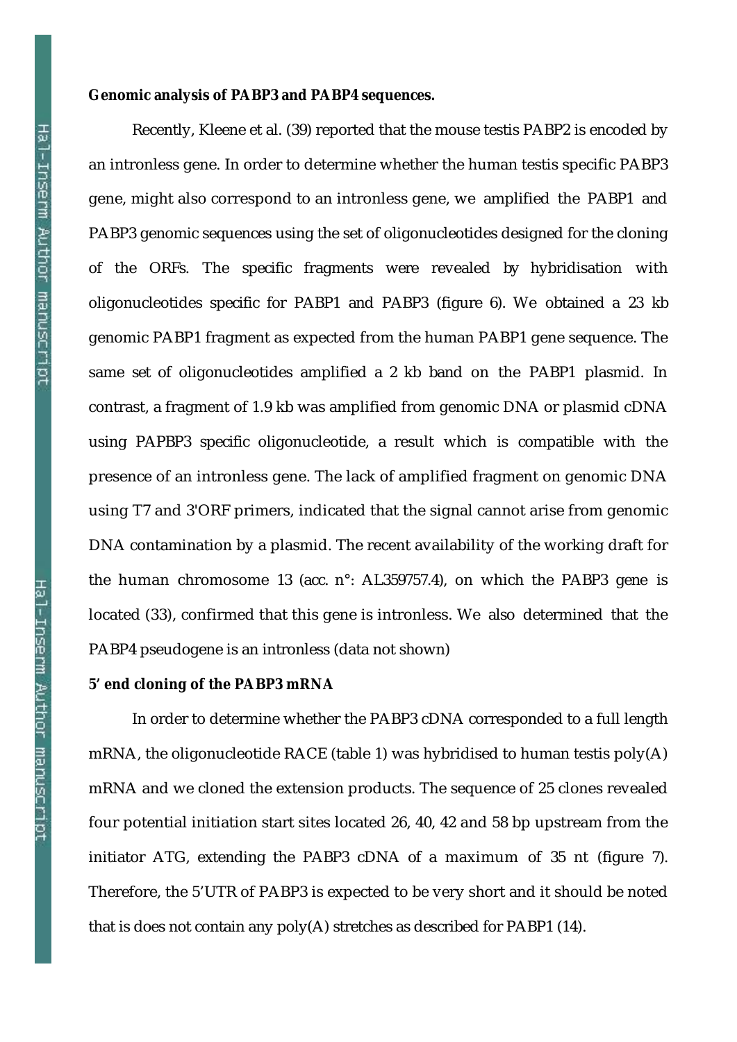**Genomic analysis of PABP3 and PABP4 sequences.**

Recently, Kleene et al. (39) reported that the mouse testis PABP2 is encoded by an intronless gene. In order to determine whether the human testis specific PABP3 gene, might also correspond to an intronless gene, we amplified the PABP1 and PABP3 genomic sequences using the set of oligonucleotides designed for the cloning of the ORFs. The specific fragments were revealed by hybridisation with oligonucleotides specific for PABP1 and PABP3 (figure 6). We obtained a 23 kb genomic PABP1 fragment as expected from the human PABP1 gene sequence. The same set of oligonucleotides amplified a 2 kb band on the PABP1 plasmid. In contrast, a fragment of 1.9 kb was amplified from genomic DNA or plasmid cDNA using PAPBP3 specific oligonucleotide, a result which is compatible with the presence of an intronless gene. The lack of amplified fragment on genomic DNA using T7 and 3'ORF primers, indicated that the signal cannot arise from genomic DNA contamination by a plasmid. The recent availability of the working draft for the human chromosome 13 (acc. n°: AL359757.4), on which the PABP3 gene is located (33), confirmed that this gene is intronless. We also determined that the PABP4 pseudogene is an intronless (data not shown)

**5' end cloning of the PABP3 mRNA**

In order to determine whether the PABP3 cDNA corresponded to a full length mRNA, the oligonucleotide RACE (table 1) was hybridised to human testis poly(A) mRNA and we cloned the extension products. The sequence of 25 clones revealed four potential initiation start sites located 26, 40, 42 and 58 bp upstream from the initiator ATG, extending the PABP3 cDNA of a maximum of 35 nt (figure 7). Therefore, the 5'UTR of PABP3 is expected to be very short and it should be noted that is does not contain any poly(A) stretches as described for PABP1 (14).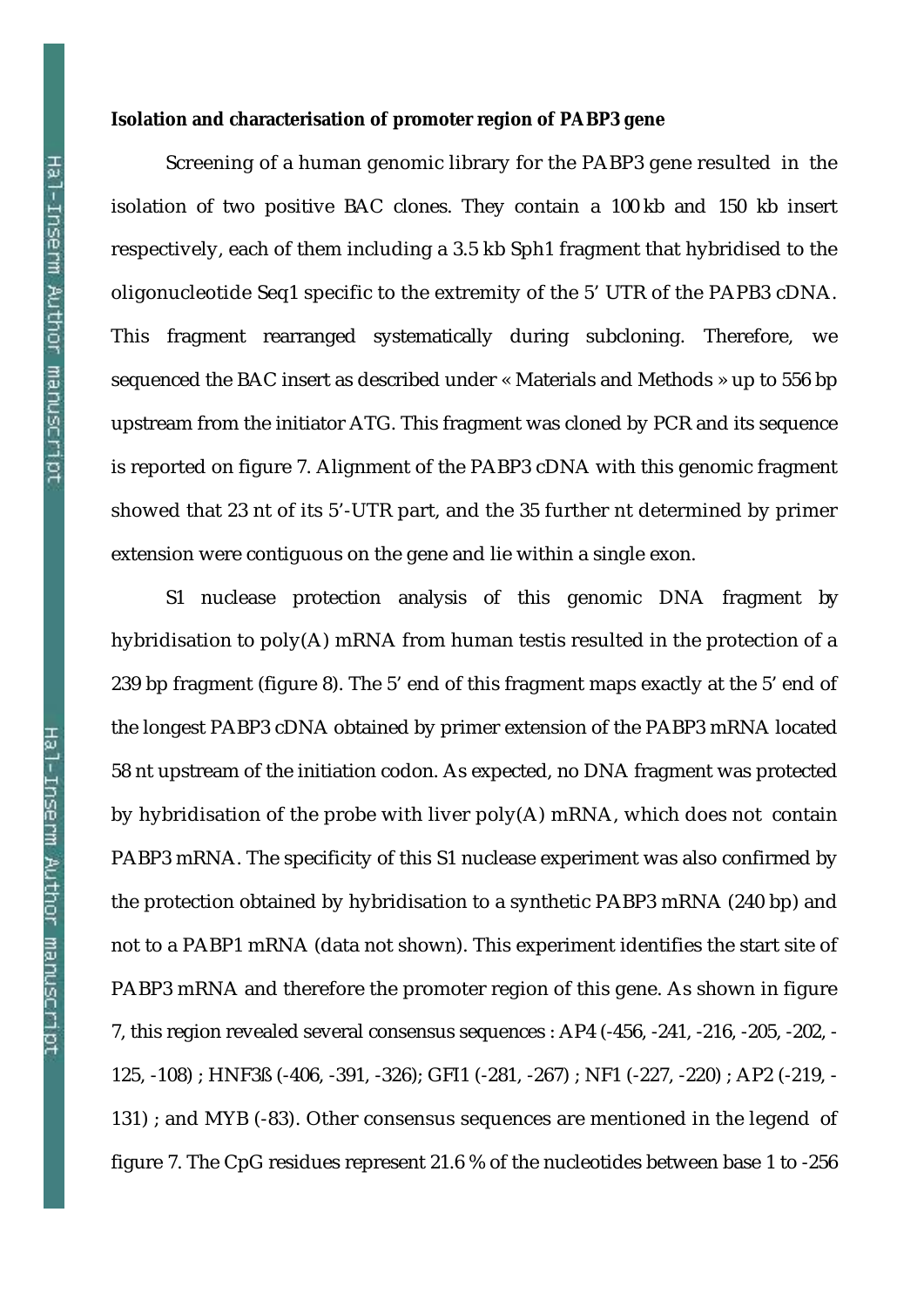**Isolation and characterisation of promoter region of PABP3 gene**

Screening of a human genomic library for the PABP3 gene resulted in the isolation of two positive BAC clones. They contain a 100 kb and 150 kb insert respectively, each of them including a 3.5 kb Sph1 fragment that hybridised to the oligonucleotide Seq1 specific to the extremity of the 5' UTR of the PAPB3 cDNA. This fragment rearranged systematically during subcloning. Therefore, we sequenced the BAC insert as described under « Materials and Methods » up to 556 bp upstream from the initiator ATG. This fragment was cloned by PCR and its sequence is reported on figure 7. Alignment of the PABP3 cDNA with this genomic fragment showed that 23 nt of its 5'-UTR part, and the 35 further nt determined by primer extension were contiguous on the gene and lie within a single exon.

S1 nuclease protection analysis of this genomic DNA fragment by hybridisation to poly(A) mRNA from human testis resulted in the protection of a 239 bp fragment (figure 8). The 5' end of this fragment maps exactly at the 5' end of the longest PABP3 cDNA obtained by primer extension of the PABP3 mRNA located 58 nt upstream of the initiation codon. As expected, no DNA fragment was protected by hybridisation of the probe with liver poly(A) mRNA, which does not contain PABP3 mRNA. The specificity of this S1 nuclease experiment was also confirmed by the protection obtained by hybridisation to a synthetic PABP3 mRNA (240 bp) and not to a PABP1 mRNA (data not shown). This experiment identifies the start site of PABP3 mRNA and therefore the promoter region of this gene. As shown in figure 7, this region revealed several consensus sequences : AP4 (-456, -241, -216, -205, -202, -125, -108) ; HNF3ß (-406, -391, -326); GFI1 (-281, -267) ; NF1 (-227, -220) ; AP2 (-219, -131) ; and MYB (-83). Other consensus sequences are mentioned in the legend of figure 7. The CpG residues represent 21.6 % of the nucleotides between base 1 to -256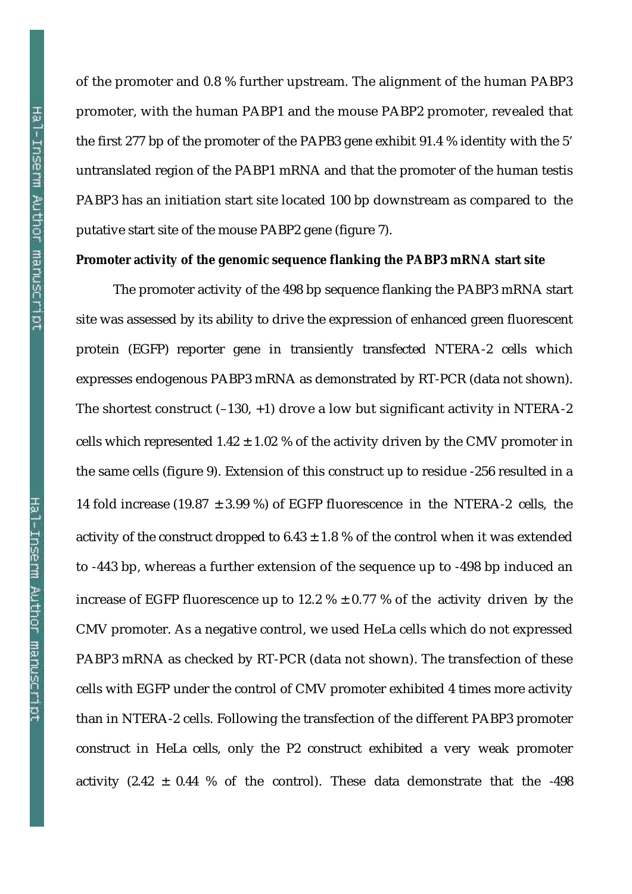of the promoter and 0.8 % further upstream. The alignment of the human PABP3 promoter, with the human PABP1 and the mouse PABP2 promoter, revealed that the first 277 bp of the promoter of the PAPB3 gene exhibit 91.4 % identity with the 5' untranslated region of the PABP1 mRNA and that the promoter of the human testis PABP3 has an initiation start site located 100 bp downstream as compared to the putative start site of the mouse PABP2 gene (figure 7).

**Promoter activity of the genomic sequence flanking the PABP3 mRNA start site**

The promoter activity of the 498 bp sequence flanking the PABP3 mRNA start site was assessed by its ability to drive the expression of enhanced green fluorescent protein (EGFP) reporter gene in transiently transfected NTERA-2 cells which expresses endogenous PABP3 mRNA as demonstrated by RT-PCR (data not shown). The shortest construct (–130, +1) drove a low but significant activity in NTERA-2 cells which represented 1.42 ± 1.02 % of the activity driven by the CMV promoter in the same cells (figure 9). Extension of this construct up to residue -256 resulted in a 14 fold increase (19.87 ± 3.99 %) of EGFP fluorescence in the NTERA-2 cells, the activity of the construct dropped to 6.43 ± 1.8 % of the control when it was extended to -443 bp, whereas a further extension of the sequence up to -498 bp induced an increase of EGFP fluorescence up to 12.2 % ± 0.77 % of the activity driven by the CMV promoter. As a negative control, we used HeLa cells which do not expressed PABP3 mRNA as checked by RT-PCR (data not shown). The transfection of these cells with EGFP under the control of CMV promoter exhibited 4 times more activity than in NTERA-2 cells. Following the transfection of the different PABP3 promoter construct in HeLa cells, only the P2 construct exhibited a very weak promoter activity (2.42 ± 0.44 % of the control). These data demonstrate that the -498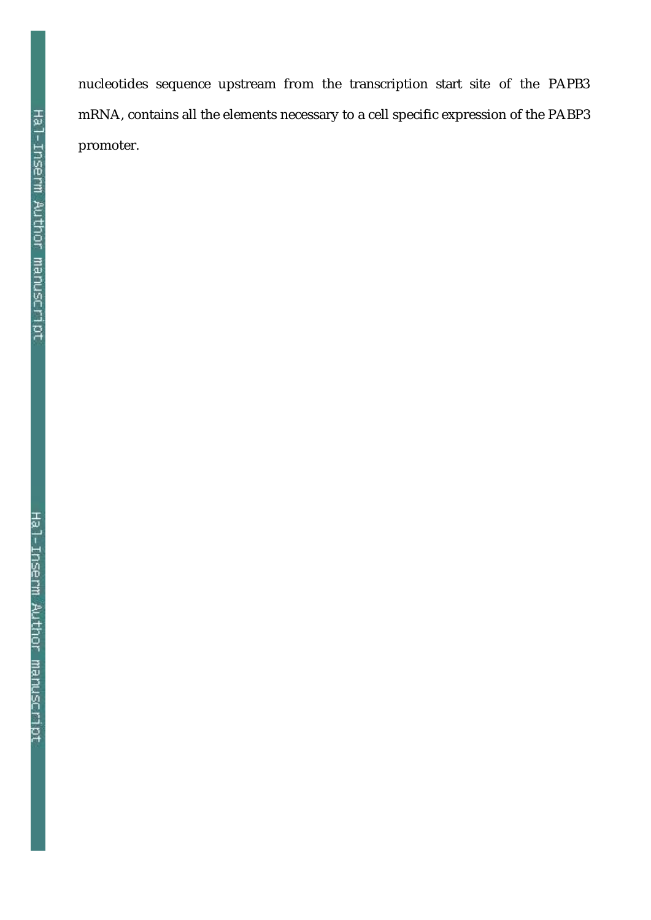nucleotides sequence upstream from the transcription start site of the PAPB3 mRNA, contains all the elements necessary to a cell specific expression of the PABP3 promoter.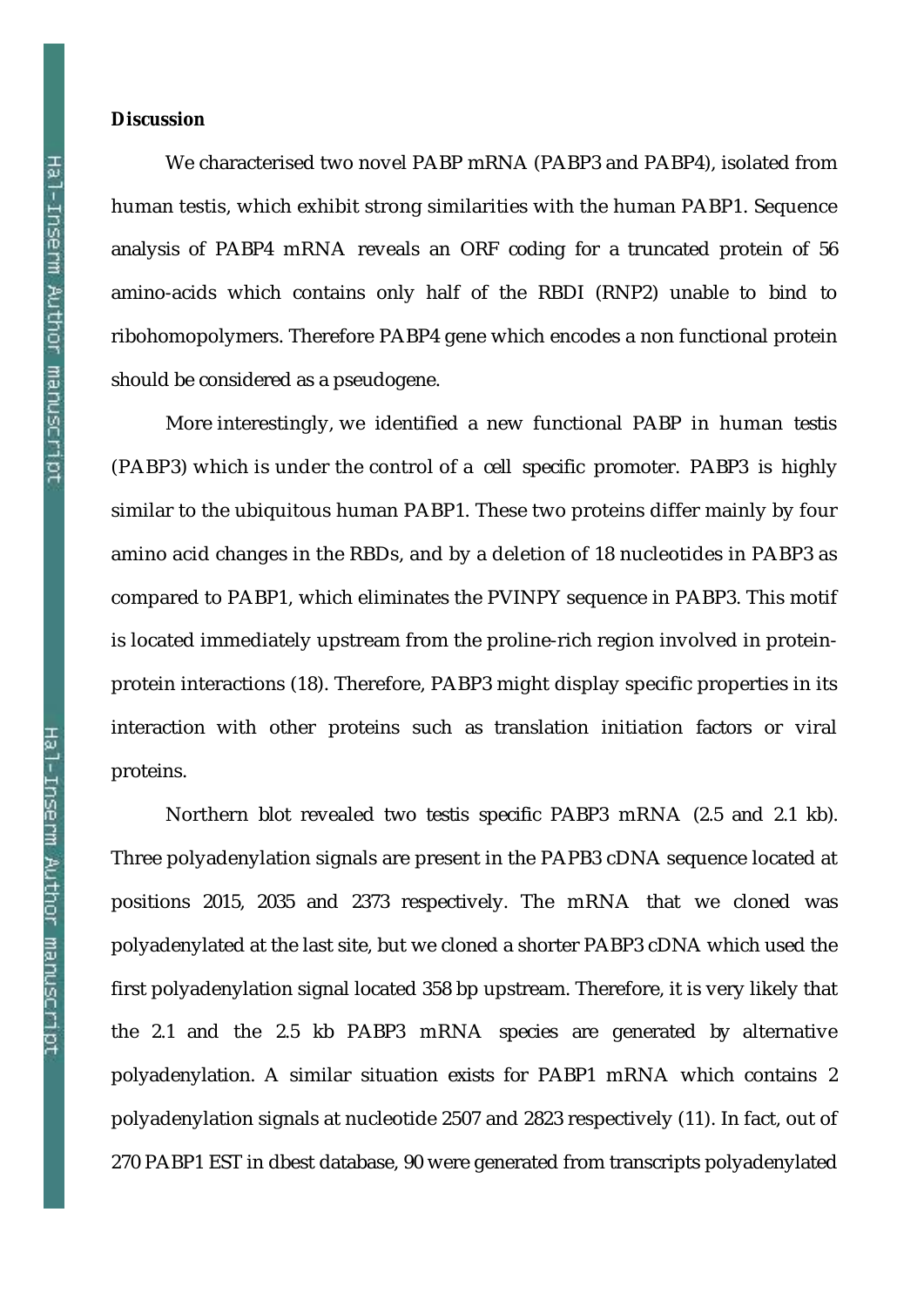**Discussion**

We characterised two novel PABP mRNA (PABP3 and PABP4), isolated from human testis, which exhibit strong similarities with the human PABP1. Sequence analysis of PABP4 mRNA reveals an ORF coding for a truncated protein of 56 amino-acids which contains only half of the RBDI (RNP2) unable to bind to ribohomopolymers. Therefore PABP4 gene which encodes a non functional protein should be considered as a pseudogene.

More interestingly, we identified a new functional PABP in human testis (PABP3) which is under the control of a cell specific promoter. PABP3 is highly similar to the ubiquitous human PABP1. These two proteins differ mainly by four amino acid changes in the RBDs, and by a deletion of 18 nucleotides in PABP3 as compared to PABP1, which eliminates the PVINPY sequence in PABP3. This motif is located immediately upstream from the proline-rich region involved in protein-protein interactions (18). Therefore, PABP3 might display specific properties in its interaction with other proteins such as translation initiation factors or viral proteins.

Northern blot revealed two testis specific PABP3 mRNA (2.5 and 2.1 kb). Three polyadenylation signals are present in the PAPB3 cDNA sequence located at positions 2015, 2035 and 2373 respectively. The mRNA that we cloned was polyadenylated at the last site, but we cloned a shorter PABP3 cDNA which used the first polyadenylation signal located 358 bp upstream. Therefore, it is very likely that the 2.1 and the 2.5 kb PABP3 mRNA species are generated by alternative polyadenylation. A similar situation exists for PABP1 mRNA which contains 2 polyadenylation signals at nucleotide 2507 and 2823 respectively (11). In fact, out of 270 PABP1 EST in dbest database, 90 were generated from transcripts polyadenylated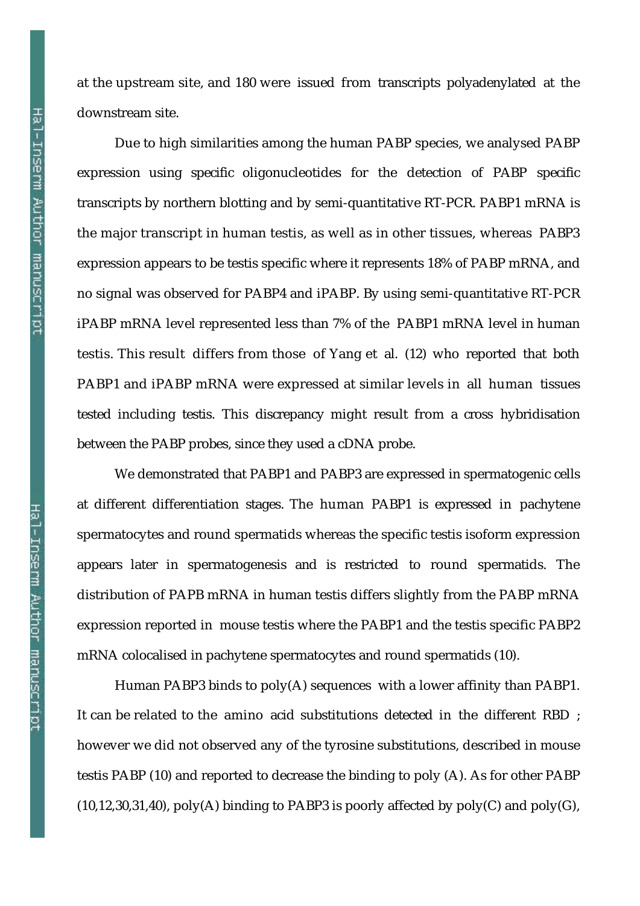at the upstream site, and 180 were issued from transcripts polyadenylated at the downstream site.

Due to high similarities among the human PABP species, we analysed PABP expression using specific oligonucleotides for the detection of PABP specific transcripts by northern blotting and by semi-quantitative RT-PCR. PABP1 mRNA is the major transcript in human testis, as well as in other tissues, whereas PABP3 expression appears to be testis specific where it represents 18% of PABP mRNA, and no signal was observed for PABP4 and iPABP. By using semi-quantitative RT-PCR iPABP mRNA level represented less than 7% of the PABP1 mRNA level in human testis. This result differs from those of Yang et al. (12) who reported that both PABP1 and iPABP mRNA were expressed at similar levels in all human tissues tested including testis. This discrepancy might result from a cross hybridisation between the PABP probes, since they used a cDNA probe.

We demonstrated that PABP1 and PABP3 are expressed in spermatogenic cells at different differentiation stages. The human PABP1 is expressed in pachytene spermatocytes and round spermatids whereas the specific testis isoform expression appears later in spermatogenesis and is restricted to round spermatids. The distribution of PAPB mRNA in human testis differs slightly from the PABP mRNA expression reported in mouse testis where the PABP1 and the testis specific PABP2 mRNA colocalised in pachytene spermatocytes and round spermatids (10).

Human PABP3 binds to poly(A) sequences with a lower affinity than PABP1. It can be related to the amino acid substitutions detected in the different RBD ; however we did not observed any of the tyrosine substitutions, described in mouse testis PABP (10) and reported to decrease the binding to poly (A). As for other PABP (10,12,30,31,40), poly(A) binding to PABP3 is poorly affected by poly(C) and poly(G),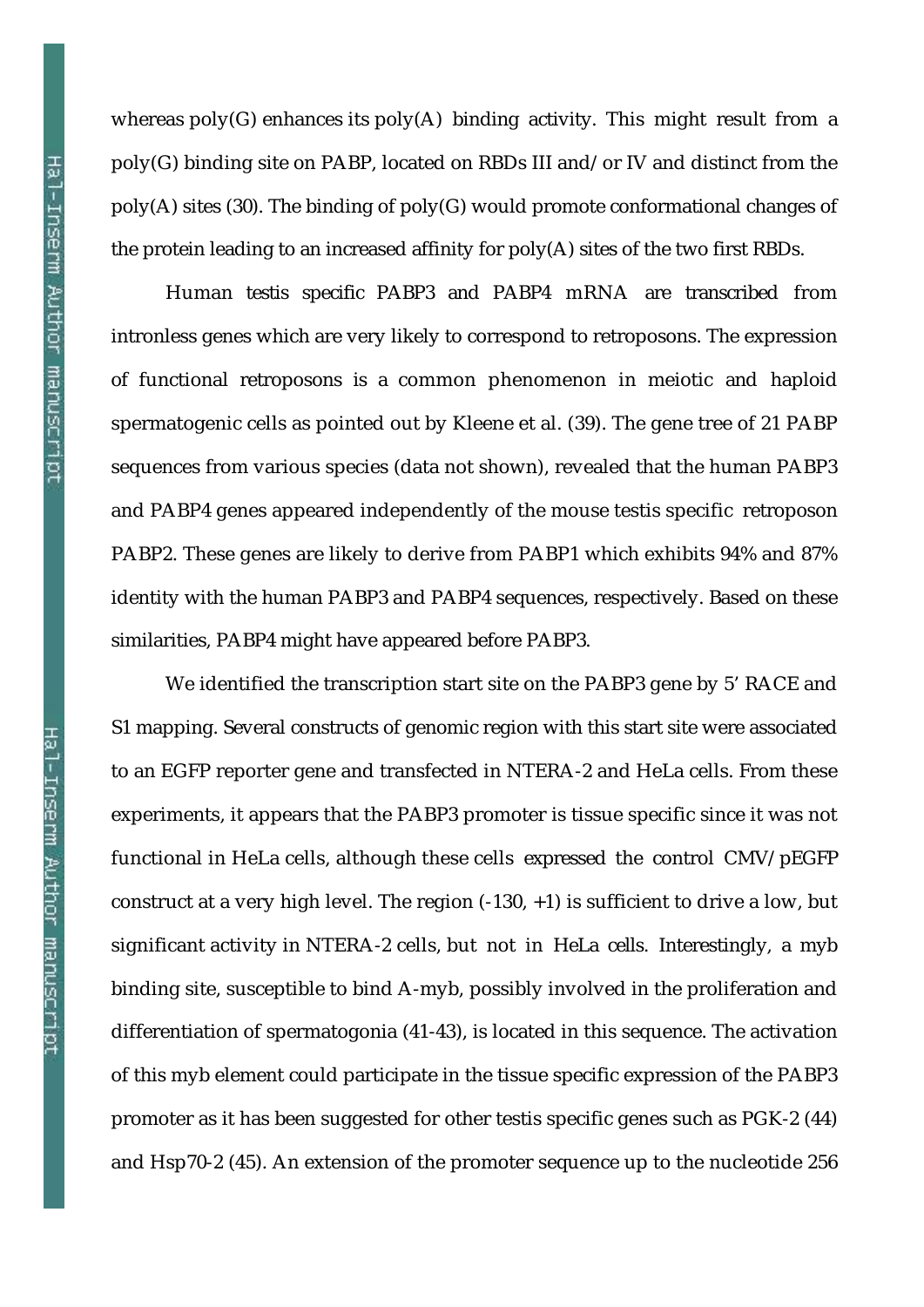whereas poly(G) enhances its poly(A) binding activity. This might result from a poly(G) binding site on PABP, located on RBDs III and/or IV and distinct from the poly(A) sites (30). The binding of poly(G) would promote conformational changes of the protein leading to an increased affinity for poly(A) sites of the two first RBDs.

Human testis specific PABP3 and PABP4 mRNA are transcribed from intronless genes which are very likely to correspond to retroposons. The expression of functional retroposons is a common phenomenon in meiotic and haploid spermatogenic cells as pointed out by Kleene et al. (39). The gene tree of 21 PABP sequences from various species (data not shown), revealed that the human PABP3 and PABP4 genes appeared independently of the mouse testis specific retroposon PABP2. These genes are likely to derive from PABP1 which exhibits 94% and 87% identity with the human PABP3 and PABP4 sequences, respectively. Based on these similarities, PABP4 might have appeared before PABP3.

We identified the transcription start site on the PABP3 gene by 5' RACE and S1 mapping. Several constructs of genomic region with this start site were associated to an EGFP reporter gene and transfected in NTERA-2 and HeLa cells. From these experiments, it appears that the PABP3 promoter is tissue specific since it was not functional in HeLa cells, although these cells expressed the control CMV/pEGFP construct at a very high level. The region (-130, +1) is sufficient to drive a low, but significant activity in NTERA-2 cells, but not in HeLa cells. Interestingly, a myb binding site, susceptible to bind A-myb, possibly involved in the proliferation and differentiation of spermatogonia (41-43), is located in this sequence. The activation of this myb element could participate in the tissue specific expression of the PABP3 promoter as it has been suggested for other testis specific genes such as PGK-2 (44) and Hsp70-2 (45). An extension of the promoter sequence up to the nucleotide 256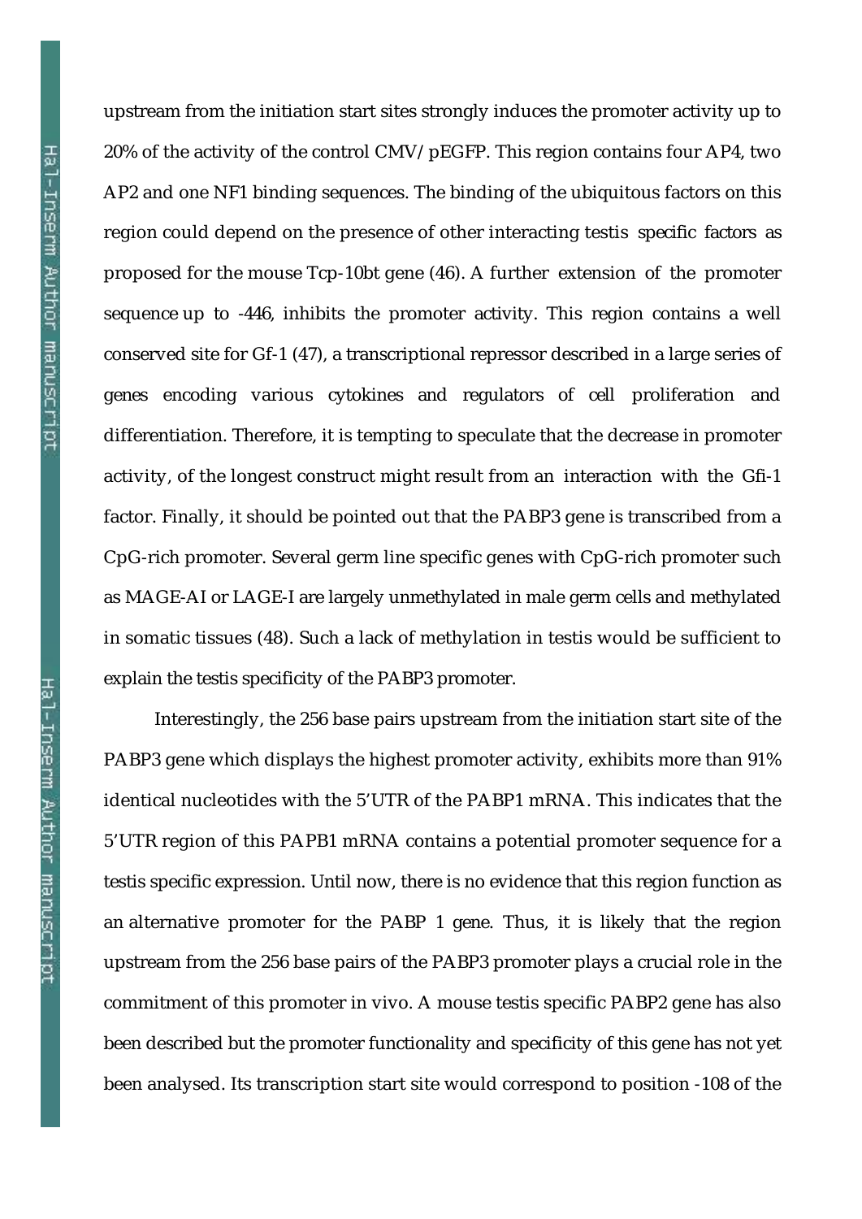upstream from the initiation start sites strongly induces the promoter activity up to 20% of the activity of the control CMV/pEGFP. This region contains four AP4, two AP2 and one NF1 binding sequences. The binding of the ubiquitous factors on this region could depend on the presence of other interacting testis specific factors as proposed for the mouse Tcp-10bt gene (46). A further extension of the promoter sequence up to -446, inhibits the promoter activity. This region contains a well conserved site for Gf-1 (47), a transcriptional repressor described in a large series of genes encoding various cytokines and regulators of cell proliferation and differentiation. Therefore, it is tempting to speculate that the decrease in promoter activity, of the longest construct might result from an interaction with the Gfi-1 factor. Finally, it should be pointed out that the PABP3 gene is transcribed from a CpG-rich promoter. Several germ line specific genes with CpG-rich promoter such as MAGE-AI or LAGE-I are largely unmethylated in male germ cells and methylated in somatic tissues (48). Such a lack of methylation in testis would be sufficient to explain the testis specificity of the PABP3 promoter.

Interestingly, the 256 base pairs upstream from the initiation start site of the PABP3 gene which displays the highest promoter activity, exhibits more than 91% identical nucleotides with the 5'UTR of the PABP1 mRNA. This indicates that the 5'UTR region of this PAPB1 mRNA contains a potential promoter sequence for a testis specific expression. Until now, there is no evidence that this region function as an alternative promoter for the PABP 1 gene. Thus, it is likely that the region upstream from the 256 base pairs of the PABP3 promoter plays a crucial role in the commitment of this promoter in vivo. A mouse testis specific PABP2 gene has also been described but the promoter functionality and specificity of this gene has not yet been analysed. Its transcription start site would correspond to position -108 of the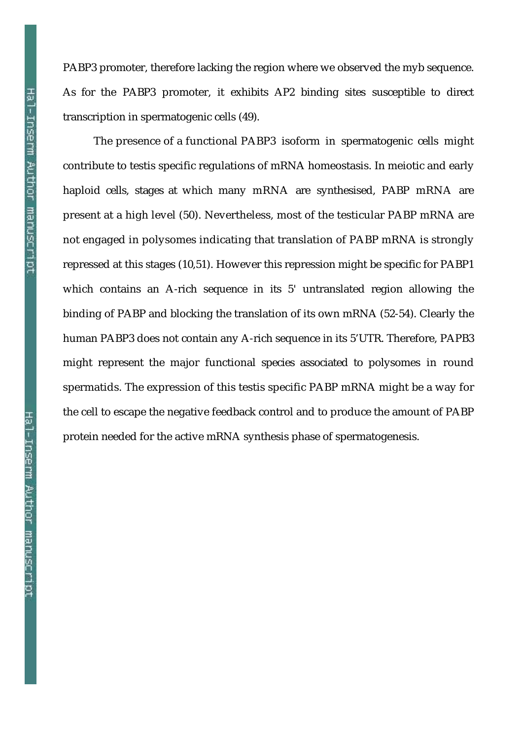PABP3 promoter, therefore lacking the region where we observed the myb sequence. As for the PABP3 promoter, it exhibits AP2 binding sites susceptible to direct transcription in spermatogenic cells (49).

The presence of a functional PABP3 isoform in spermatogenic cells might contribute to testis specific regulations of mRNA homeostasis. In meiotic and early haploid cells, stages at which many mRNA are synthesised, PABP mRNA are present at a high level (50). Nevertheless, most of the testicular PABP mRNA are not engaged in polysomes indicating that translation of PABP mRNA is strongly repressed at this stages (10,51). However this repression might be specific for PABP1 which contains an A-rich sequence in its 5' untranslated region allowing the binding of PABP and blocking the translation of its own mRNA (52-54). Clearly the human PABP3 does not contain any A-rich sequence in its 5'UTR. Therefore, PAPB3 might represent the major functional species associated to polysomes in round spermatids. The expression of this testis specific PABP mRNA might be a way for the cell to escape the negative feedback control and to produce the amount of PABP protein needed for the active mRNA synthesis phase of spermatogenesis.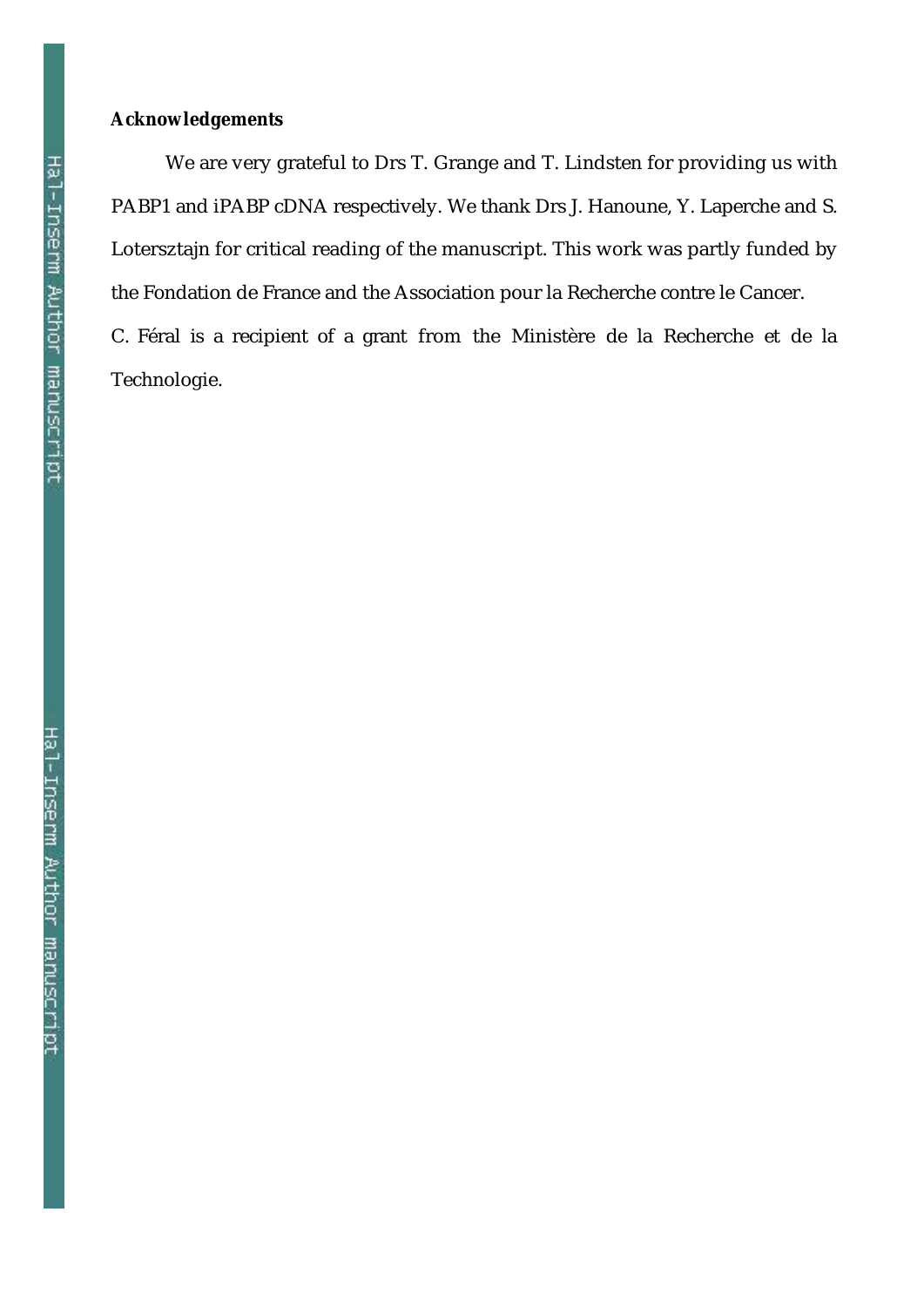**Acknowledgements**

We are very grateful to Drs T. Grange and T. Lindsten for providing us with PABP1 and iPABP cDNA respectively. We thank Drs J. Hanoune, Y. Laperche and S. Lotersztajn for critical reading of the manuscript. This work was partly funded by the Fondation de France and the Association pour la Recherche contre le Cancer.

C. Féral is a recipient of a grant from the Ministère de la Recherche et de la Technologie.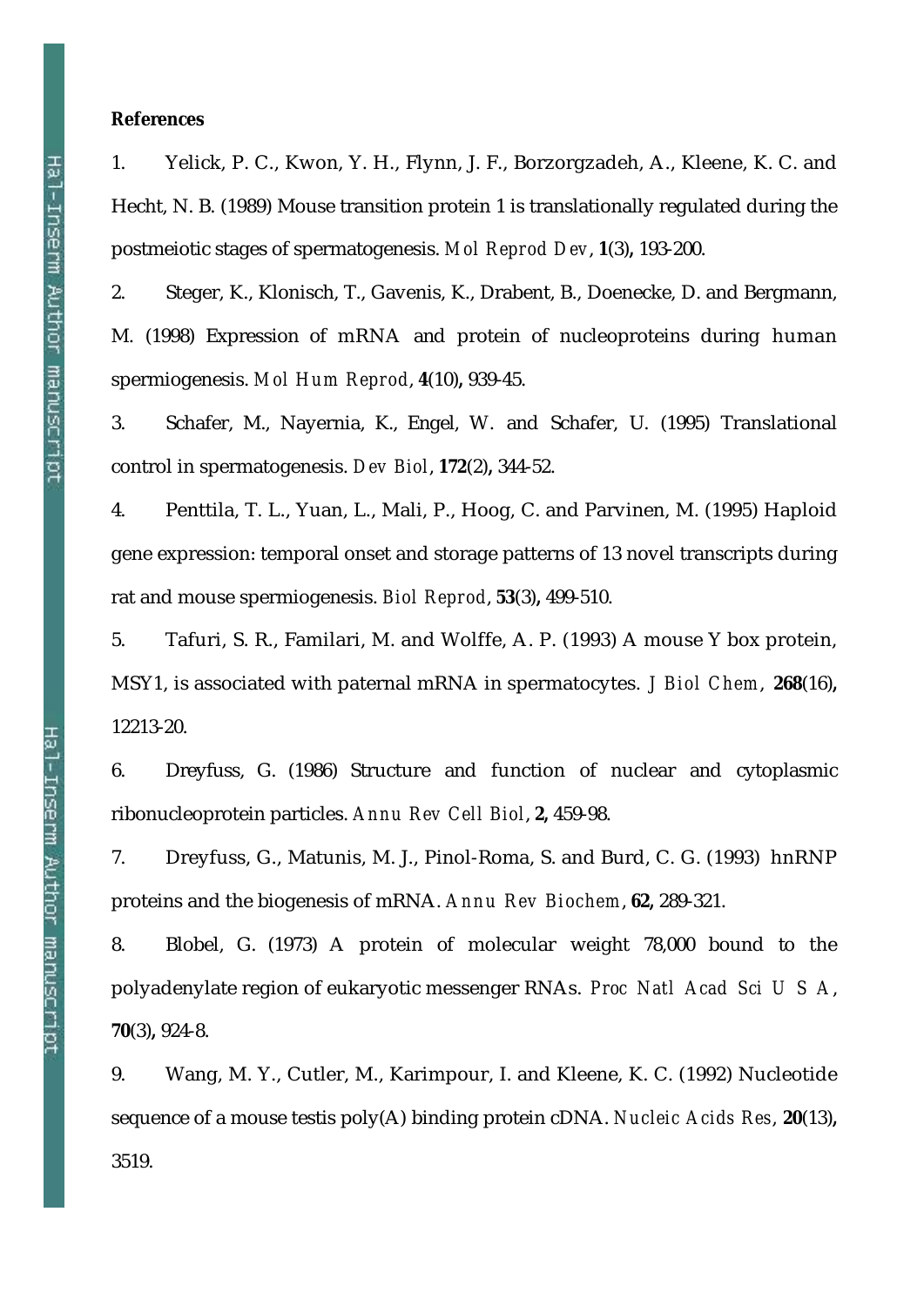**References**

1. Yelick, P. C., Kwon, Y. H., Flynn, J. F., Borzorgzadeh, A., Kleene, K. C. and Hecht, N. B. (1989) Mouse transition protein 1 is translationally regulated during the postmeiotic stages of spermatogenesis. *Mol Reprod Dev*, **1**(3)**,** 193-200.

2. Steger, K., Klonisch, T., Gavenis, K., Drabent, B., Doenecke, D. and Bergmann, M. (1998) Expression of mRNA and protein of nucleoproteins during human spermiogenesis. *Mol Hum Reprod*, **4**(10)**,** 939-45.

3. Schafer, M., Nayernia, K., Engel, W. and Schafer, U. (1995) Translational control in spermatogenesis. *Dev Biol*, **172**(2)**,** 344-52.

4. Penttila, T. L., Yuan, L., Mali, P., Hoog, C. and Parvinen, M. (1995) Haploid gene expression: temporal onset and storage patterns of 13 novel transcripts during rat and mouse spermiogenesis. *Biol Reprod*, **53**(3)**,** 499-510.

5. Tafuri, S. R., Familari, M. and Wolffe, A. P. (1993) A mouse Y box protein, MSY1, is associated with paternal mRNA in spermatocytes. *J Biol Chem*, **268**(16)**,** 12213-20.

6. Dreyfuss, G. (1986) Structure and function of nuclear and cytoplasmic ribonucleoprotein particles. *Annu Rev Cell Biol*, **2,** 459-98.

7. Dreyfuss, G., Matunis, M. J., Pinol-Roma, S. and Burd, C. G. (1993) hnRNP proteins and the biogenesis of mRNA. *Annu Rev Biochem*, **62,** 289-321.

8. Blobel, G. (1973) A protein of molecular weight 78,000 bound to the polyadenylate region of eukaryotic messenger RNAs. *Proc Natl Acad Sci U S A*, **70**(3)**,** 924-8.

9. Wang, M. Y., Cutler, M., Karimpour, I. and Kleene, K. C. (1992) Nucleotide sequence of a mouse testis poly(A) binding protein cDNA. *Nucleic Acids Res*, **20**(13)**,** 3519.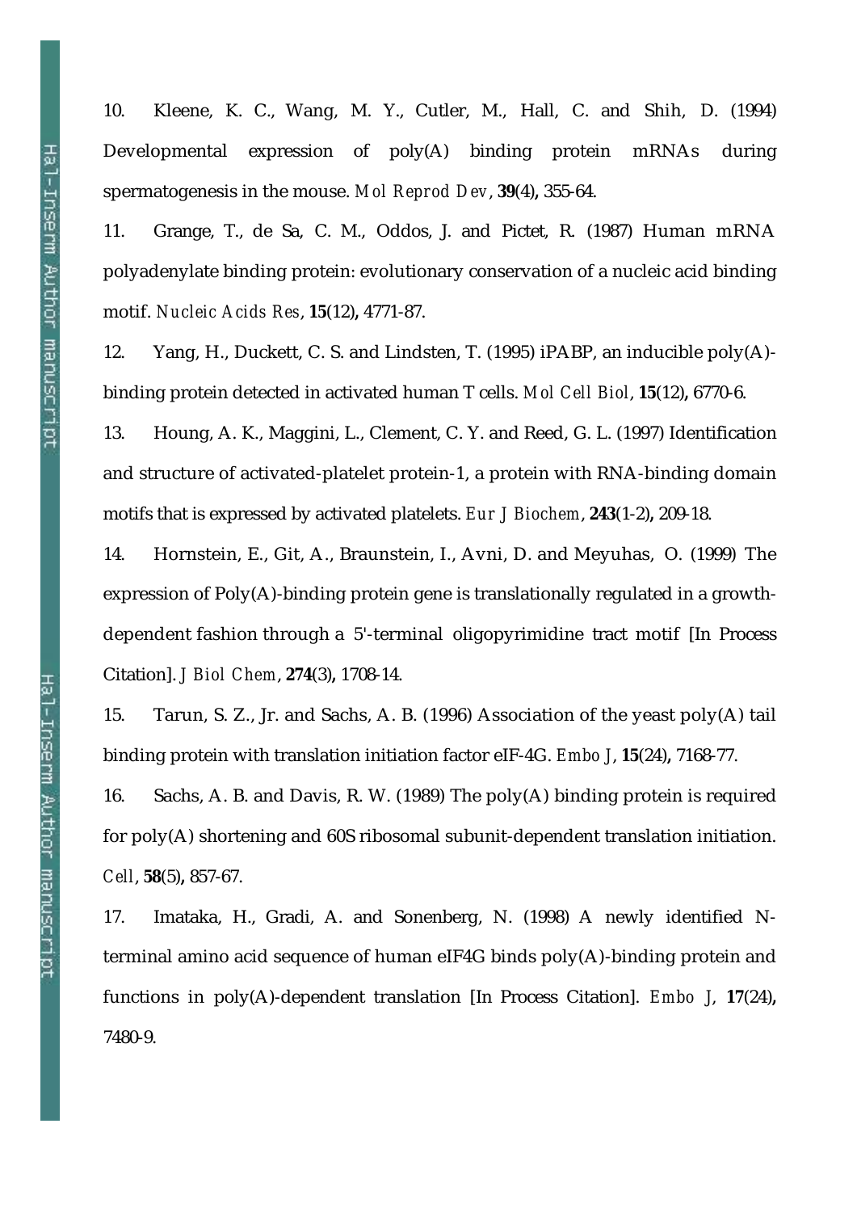10. Kleene, K. C., Wang, M. Y., Cutler, M., Hall, C. and Shih, D. (1994) Developmental expression of poly(A) binding protein mRNAs during spermatogenesis in the mouse. *Mol Reprod Dev*, **39**(4)**,** 355-64.

11. Grange, T., de Sa, C. M., Oddos, J. and Pictet, R. (1987) Human mRNA polyadenylate binding protein: evolutionary conservation of a nucleic acid binding motif. *Nucleic Acids Res*, **15**(12)**,** 4771-87.

12. Yang, H., Duckett, C. S. and Lindsten, T. (1995) iPABP, an inducible poly(A)-binding protein detected in activated human T cells. *Mol Cell Biol*, **15**(12)**,** 6770-6.

13. Houng, A. K., Maggini, L., Clement, C. Y. and Reed, G. L. (1997) Identification and structure of activated-platelet protein-1, a protein with RNA-binding domain motifs that is expressed by activated platelets. *Eur J Biochem*, **243**(1-2)**,** 209-18.

14. Hornstein, E., Git, A., Braunstein, I., Avni, D. and Meyuhas, O. (1999) The expression of Poly(A)-binding protein gene is translationally regulated in a growth-dependent fashion through a 5'-terminal oligopyrimidine tract motif [In Process Citation]. *J Biol Chem*, **274**(3)**,** 1708-14.

15. Tarun, S. Z., Jr. and Sachs, A. B. (1996) Association of the yeast poly(A) tail binding protein with translation initiation factor eIF-4G. *Embo J*, **15**(24)**,** 7168-77.

16. Sachs, A. B. and Davis, R. W. (1989) The poly(A) binding protein is required for poly(A) shortening and 60S ribosomal subunit-dependent translation initiation. *Cell*, **58**(5)**,** 857-67.

17. Imataka, H., Gradi, A. and Sonenberg, N. (1998) A newly identified N-terminal amino acid sequence of human eIF4G binds poly(A)-binding protein and functions in poly(A)-dependent translation [In Process Citation]. *Embo J*, **17**(24)**,** 7480-9.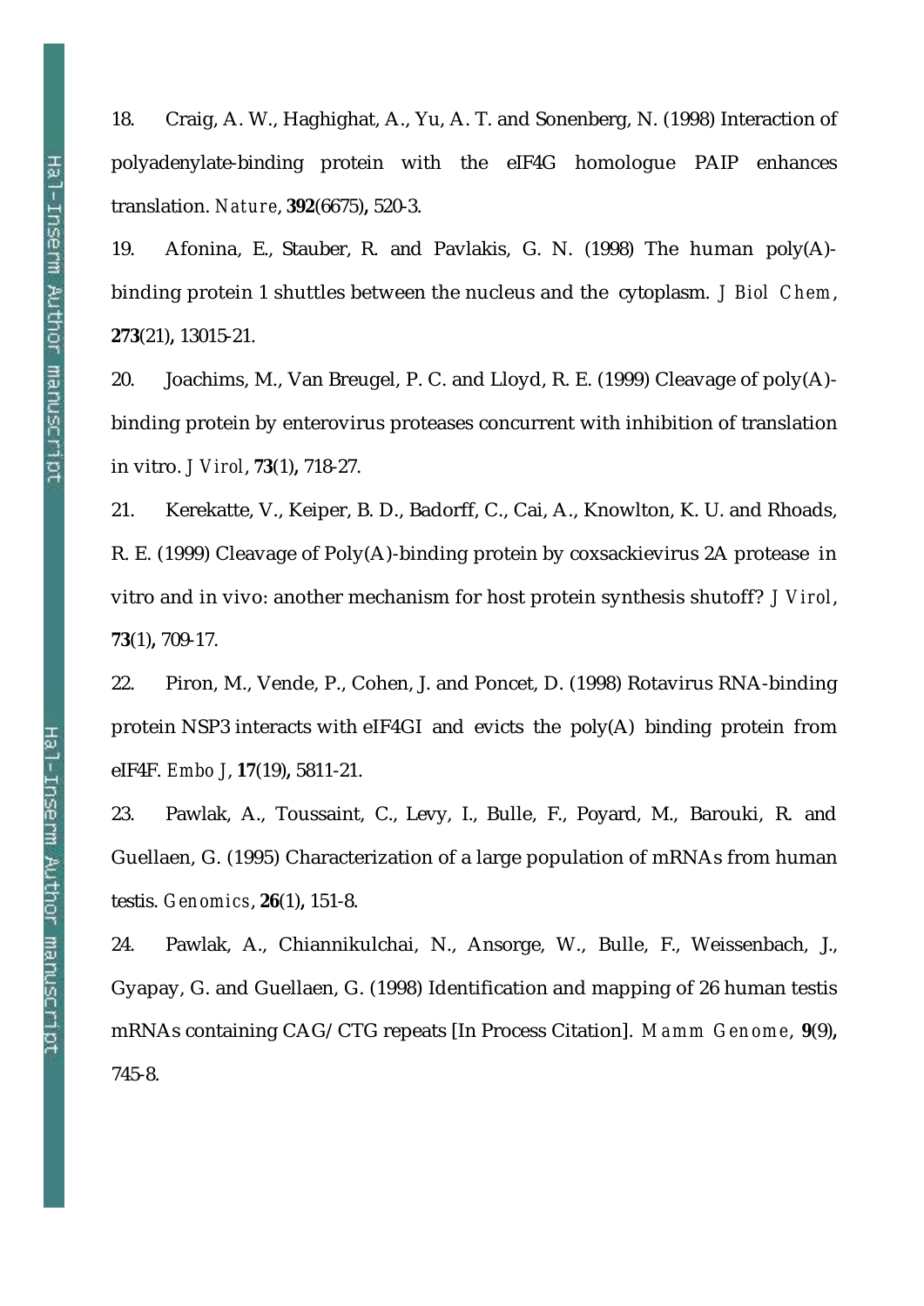18. Craig, A. W., Haghighat, A., Yu, A. T. and Sonenberg, N. (1998) Interaction of polyadenylate-binding protein with the eIF4G homologue PAIP enhances translation. *Nature*, **392**(6675)**,** 520-3.

19. Afonina, E., Stauber, R. and Pavlakis, G. N. (1998) The human poly(A)-binding protein 1 shuttles between the nucleus and the cytoplasm. *J Biol Chem*, **273**(21)**,** 13015-21.

20. Joachims, M., Van Breugel, P. C. and Lloyd, R. E. (1999) Cleavage of poly(A)-binding protein by enterovirus proteases concurrent with inhibition of translation in vitro. *J Virol*, **73**(1)**,** 718-27.

21. Kerekatte, V., Keiper, B. D., Badorff, C., Cai, A., Knowlton, K. U. and Rhoads, R. E. (1999) Cleavage of Poly(A)-binding protein by coxsackievirus 2A protease in vitro and in vivo: another mechanism for host protein synthesis shutoff? *J Virol*, **73**(1)**,** 709-17.

22. Piron, M., Vende, P., Cohen, J. and Poncet, D. (1998) Rotavirus RNA-binding protein NSP3 interacts with eIF4GI and evicts the poly(A) binding protein from eIF4F. *Embo J*, **17**(19)**,** 5811-21.

23. Pawlak, A., Toussaint, C., Levy, I., Bulle, F., Poyard, M., Barouki, R. and Guellaen, G. (1995) Characterization of a large population of mRNAs from human testis. *Genomics*, **26**(1)**,** 151-8.

24. Pawlak, A., Chiannikulchai, N., Ansorge, W., Bulle, F., Weissenbach, J., Gyapay, G. and Guellaen, G. (1998) Identification and mapping of 26 human testis mRNAs containing CAG/CTG repeats [In Process Citation]. *Mamm Genome*, **9**(9)**,** 745-8.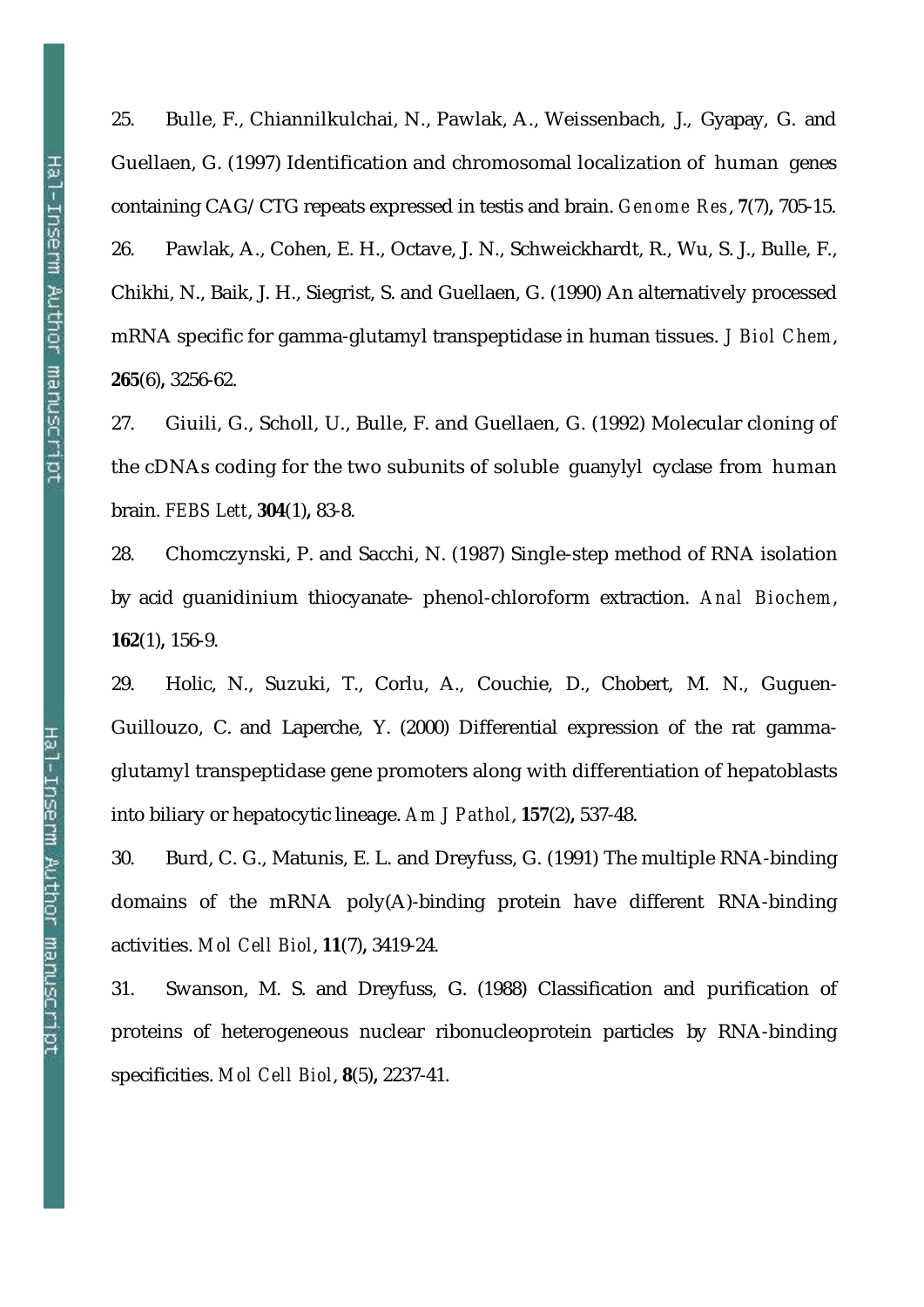25. Bulle, F., Chiannilkulchai, N., Pawlak, A., Weissenbach, J., Gyapay, G. and Guellaen, G. (1997) Identification and chromosomal localization of human genes containing CAG/CTG repeats expressed in testis and brain. *Genome Res*, **7**(7)**,** 705-15.

26. Pawlak, A., Cohen, E. H., Octave, J. N., Schweickhardt, R., Wu, S. J., Bulle, F., Chikhi, N., Baik, J. H., Siegrist, S. and Guellaen, G. (1990) An alternatively processed mRNA specific for gamma-glutamyl transpeptidase in human tissues. *J Biol Chem*, **265**(6)**,** 3256-62.

27. Giuili, G., Scholl, U., Bulle, F. and Guellaen, G. (1992) Molecular cloning of the cDNAs coding for the two subunits of soluble guanylyl cyclase from human brain. *FEBS Lett*, **304**(1)**,** 83-8.

28. Chomczynski, P. and Sacchi, N. (1987) Single-step method of RNA isolation by acid guanidinium thiocyanate- phenol-chloroform extraction. *Anal Biochem*, **162**(1)**,** 156-9.

29. Holic, N., Suzuki, T., Corlu, A., Couchie, D., Chobert, M. N., Guguen-Guillouzo, C. and Laperche, Y. (2000) Differential expression of the rat gamma-glutamyl transpeptidase gene promoters along with differentiation of hepatoblasts into biliary or hepatocytic lineage. *Am J Pathol*, **157**(2)**,** 537-48.

30. Burd, C. G., Matunis, E. L. and Dreyfuss, G. (1991) The multiple RNA-binding domains of the mRNA poly(A)-binding protein have different RNA-binding activities. *Mol Cell Biol*, **11**(7)**,** 3419-24.

31. Swanson, M. S. and Dreyfuss, G. (1988) Classification and purification of proteins of heterogeneous nuclear ribonucleoprotein particles by RNA-binding specificities. *Mol Cell Biol*, **8**(5)**,** 2237-41.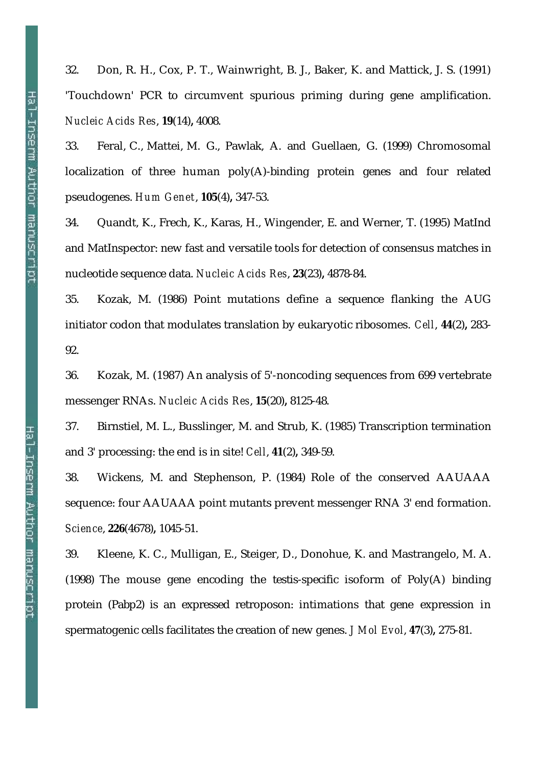32. Don, R. H., Cox, P. T., Wainwright, B. J., Baker, K. and Mattick, J. S. (1991) 'Touchdown' PCR to circumvent spurious priming during gene amplification. *Nucleic Acids Res*, **19**(14)**,** 4008.

33. Feral, C., Mattei, M. G., Pawlak, A. and Guellaen, G. (1999) Chromosomal localization of three human poly(A)-binding protein genes and four related pseudogenes. *Hum Genet*, **105**(4)**,** 347-53.

34. Quandt, K., Frech, K., Karas, H., Wingender, E. and Werner, T. (1995) MatInd and MatInspector: new fast and versatile tools for detection of consensus matches in nucleotide sequence data. *Nucleic Acids Res*, **23**(23)**,** 4878-84.

35. Kozak, M. (1986) Point mutations define a sequence flanking the AUG initiator codon that modulates translation by eukaryotic ribosomes. *Cell*, **44**(2)**,** 283-92.

36. Kozak, M. (1987) An analysis of 5'-noncoding sequences from 699 vertebrate messenger RNAs. *Nucleic Acids Res*, **15**(20)**,** 8125-48.

37. Birnstiel, M. L., Busslinger, M. and Strub, K. (1985) Transcription termination and 3' processing: the end is in site! *Cell*, **41**(2)**,** 349-59.

38. Wickens, M. and Stephenson, P. (1984) Role of the conserved AAUAAA sequence: four AAUAAA point mutants prevent messenger RNA 3' end formation. *Science*, **226**(4678)**,** 1045-51.

39. Kleene, K. C., Mulligan, E., Steiger, D., Donohue, K. and Mastrangelo, M. A. (1998) The mouse gene encoding the testis-specific isoform of Poly(A) binding protein (Pabp2) is an expressed retroposon: intimations that gene expression in spermatogenic cells facilitates the creation of new genes. *J Mol Evol*, **47**(3)**,** 275-81.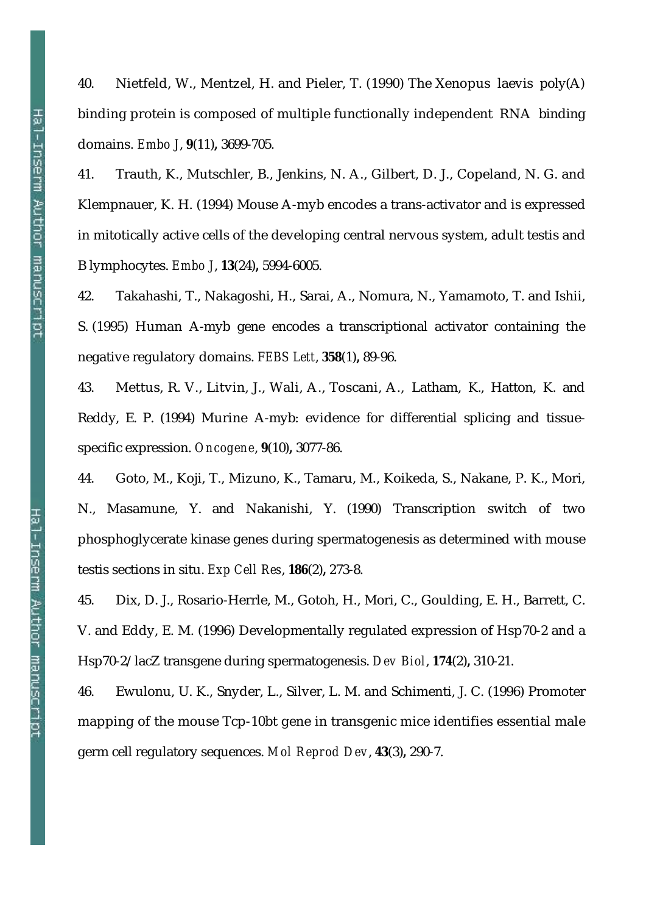40. Nietfeld, W., Mentzel, H. and Pieler, T. (1990) The Xenopus laevis poly(A) binding protein is composed of multiple functionally independent RNA binding domains. *Embo J*, **9**(11)**,** 3699-705.

41. Trauth, K., Mutschler, B., Jenkins, N. A., Gilbert, D. J., Copeland, N. G. and Klempnauer, K. H. (1994) Mouse A-myb encodes a trans-activator and is expressed in mitotically active cells of the developing central nervous system, adult testis and B lymphocytes. *Embo J*, **13**(24)**,** 5994-6005.

42. Takahashi, T., Nakagoshi, H., Sarai, A., Nomura, N., Yamamoto, T. and Ishii, S. (1995) Human A-myb gene encodes a transcriptional activator containing the negative regulatory domains. *FEBS Lett*, **358**(1)**,** 89-96.

43. Mettus, R. V., Litvin, J., Wali, A., Toscani, A., Latham, K., Hatton, K. and Reddy, E. P. (1994) Murine A-myb: evidence for differential splicing and tissue-specific expression. *Oncogene*, **9**(10)**,** 3077-86.

44. Goto, M., Koji, T., Mizuno, K., Tamaru, M., Koikeda, S., Nakane, P. K., Mori, N., Masamune, Y. and Nakanishi, Y. (1990) Transcription switch of two phosphoglycerate kinase genes during spermatogenesis as determined with mouse testis sections in situ. *Exp Cell Res*, **186**(2)**,** 273-8.

45. Dix, D. J., Rosario-Herrle, M., Gotoh, H., Mori, C., Goulding, E. H., Barrett, C. V. and Eddy, E. M. (1996) Developmentally regulated expression of Hsp70-2 and a Hsp70-2/lacZ transgene during spermatogenesis. *Dev Biol*, **174**(2)**,** 310-21.

46. Ewulonu, U. K., Snyder, L., Silver, L. M. and Schimenti, J. C. (1996) Promoter mapping of the mouse Tcp-10bt gene in transgenic mice identifies essential male germ cell regulatory sequences. *Mol Reprod Dev*, **43**(3)**,** 290-7.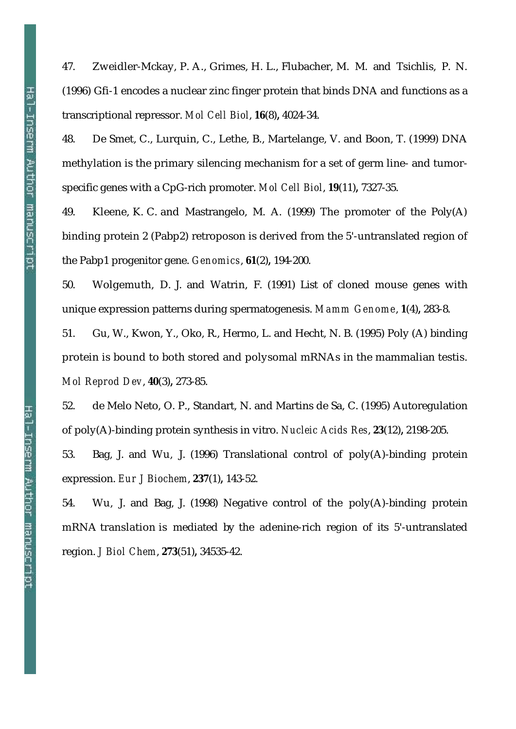47. Zweidler-Mckay, P. A., Grimes, H. L., Flubacher, M. M. and Tsichlis, P. N. (1996) Gfi-1 encodes a nuclear zinc finger protein that binds DNA and functions as a transcriptional repressor. *Mol Cell Biol*, **16**(8), 4024-34.

48. De Smet, C., Lurquin, C., Lethe, B., Martelange, V. and Boon, T. (1999) DNA methylation is the primary silencing mechanism for a set of germ line- and tumor-specific genes with a CpG-rich promoter. *Mol Cell Biol*, **19**(11), 7327-35.

49. Kleene, K. C. and Mastrangelo, M. A. (1999) The promoter of the Poly(A) binding protein 2 (Pabp2) retroposon is derived from the 5'-untranslated region of the Pabp1 progenitor gene. *Genomics*, **61**(2), 194-200.

50. Wolgemuth, D. J. and Watrin, F. (1991) List of cloned mouse genes with unique expression patterns during spermatogenesis. *Mamm Genome*, **1**(4), 283-8.

51. Gu, W., Kwon, Y., Oko, R., Hermo, L. and Hecht, N. B. (1995) Poly (A) binding protein is bound to both stored and polysomal mRNAs in the mammalian testis. *Mol Reprod Dev*, **40**(3), 273-85.

52. de Melo Neto, O. P., Standart, N. and Martins de Sa, C. (1995) Autoregulation of poly(A)-binding protein synthesis in vitro. *Nucleic Acids Res*, **23**(12), 2198-205.

53. Bag, J. and Wu, J. (1996) Translational control of poly(A)-binding protein expression. *Eur J Biochem*, **237**(1), 143-52.

54. Wu, J. and Bag, J. (1998) Negative control of the poly(A)-binding protein mRNA translation is mediated by the adenine-rich region of its 5'-untranslated region. *J Biol Chem*, **273**(51), 34535-42.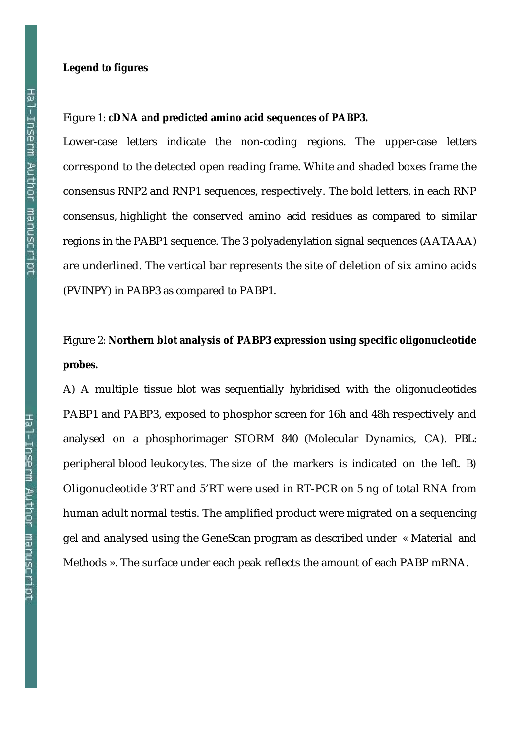**Legend to figures**

Figure 1: **cDNA and predicted amino acid sequences of PABP3.**

Lower-case letters indicate the non-coding regions. The upper-case letters correspond to the detected open reading frame. White and shaded boxes frame the consensus RNP2 and RNP1 sequences, respectively. The bold letters, in each RNP consensus, highlight the conserved amino acid residues as compared to similar regions in the PABP1 sequence. The 3 polyadenylation signal sequences (AATAAA) are underlined. The vertical bar represents the site of deletion of six amino acids (PVINPY) in PABP3 as compared to PABP1.

Figure 2: **Northern blot analysis of PABP3 expression using specific oligonucleotide probes.**

A) A multiple tissue blot was sequentially hybridised with the oligonucleotides PABP1 and PABP3, exposed to phosphor screen for 16h and 48h respectively and analysed on a phosphorimager STORM 840 (Molecular Dynamics, CA). PBL: peripheral blood leukocytes. The size of the markers is indicated on the left. B) Oligonucleotide 3'RT and 5'RT were used in RT-PCR on 5 ng of total RNA from human adult normal testis. The amplified product were migrated on a sequencing gel and analysed using the GeneScan program as described under « Material and Methods ». The surface under each peak reflects the amount of each PABP mRNA.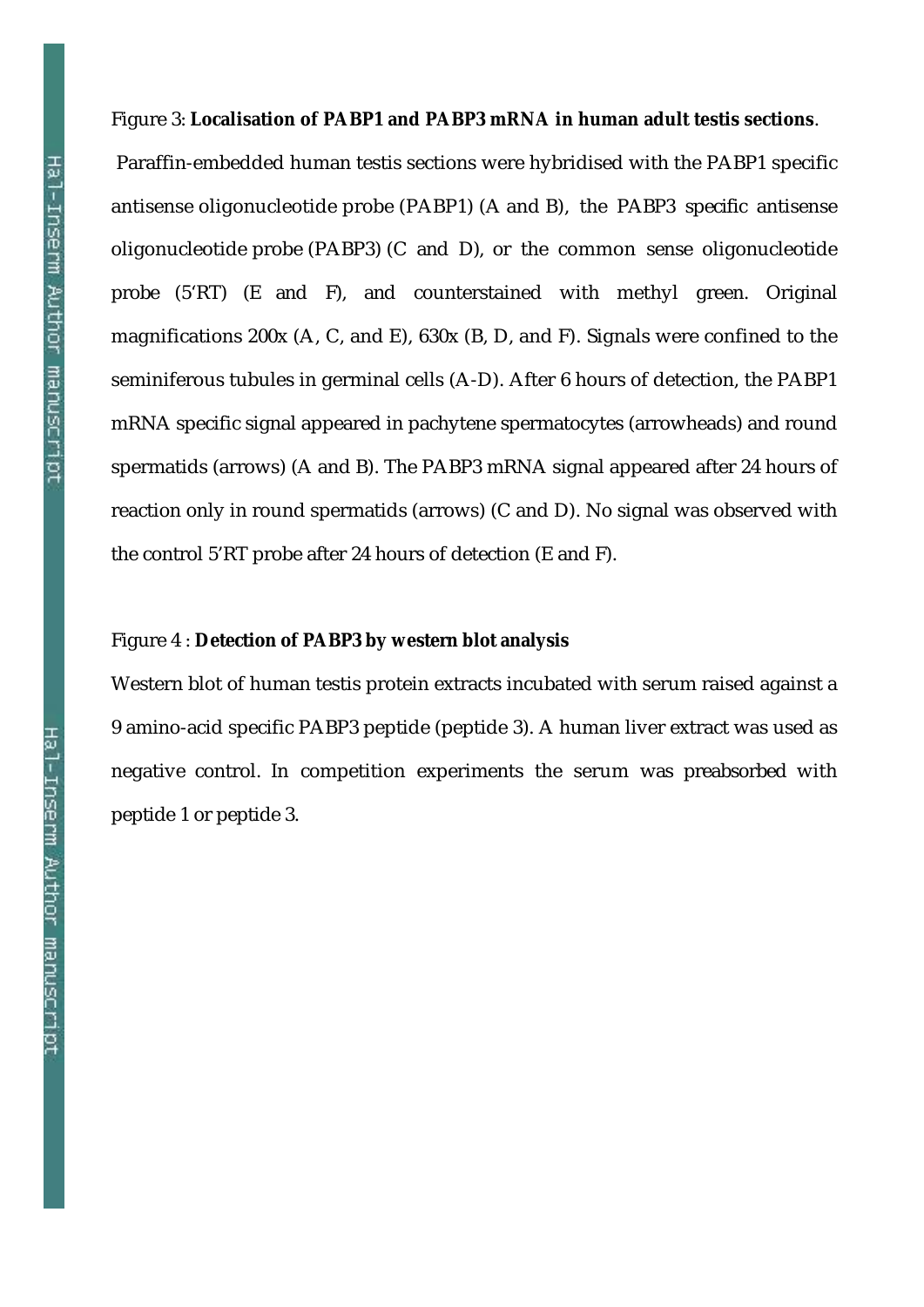Figure 3: **Localisation of PABP1 and PABP3 mRNA in human adult testis sections**.

Paraffin-embedded human testis sections were hybridised with the PABP1 specific antisense oligonucleotide probe (PABP1) (A and B), the PABP3 specific antisense oligonucleotide probe (PABP3) (C and D), or the common sense oligonucleotide probe (5'RT) (E and F), and counterstained with methyl green. Original magnifications 200x (A, C, and E), 630x (B, D, and F). Signals were confined to the seminiferous tubules in germinal cells (A-D). After 6 hours of detection, the PABP1 mRNA specific signal appeared in pachytene spermatocytes (arrowheads) and round spermatids (arrows) (A and B). The PABP3 mRNA signal appeared after 24 hours of reaction only in round spermatids (arrows) (C and D). No signal was observed with the control 5'RT probe after 24 hours of detection (E and F).

Figure 4 : **Detection of PABP3 by western blot analysis**

Western blot of human testis protein extracts incubated with serum raised against a 9 amino-acid specific PABP3 peptide (peptide 3). A human liver extract was used as negative control. In competition experiments the serum was preabsorbed with peptide 1 or peptide 3.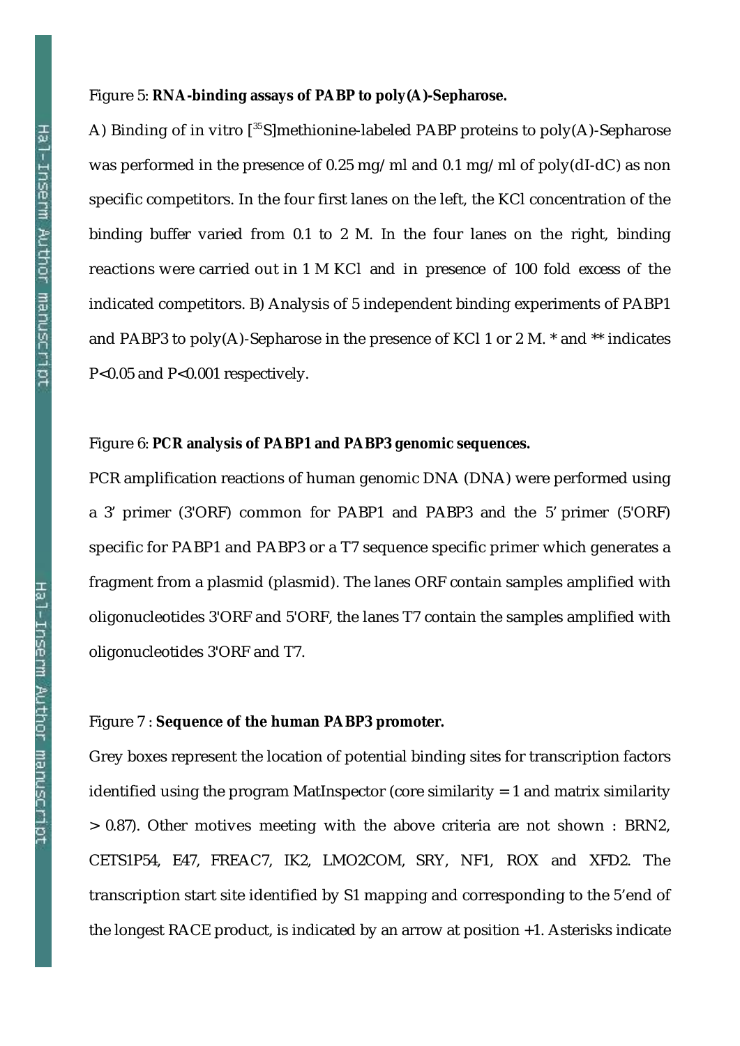Figure 5: **RNA-binding assays of PABP to poly(A)-Sepharose.**

A) Binding of in vitro [$^{35}$S]methionine-labeled PABP proteins to poly(A)-Sepharose was performed in the presence of 0.25 mg/ml and 0.1 mg/ml of poly(dI-dC) as non specific competitors. In the four first lanes on the left, the KCl concentration of the binding buffer varied from 0.1 to 2 M. In the four lanes on the right, binding reactions were carried out in 1 M KCl and in presence of 100 fold excess of the indicated competitors. B) Analysis of 5 independent binding experiments of PABP1 and PABP3 to poly(A)-Sepharose in the presence of KCl 1 or 2 M. * and ** indicates $P<0.05$ and $P<0.001$ respectively.

Figure 6: **PCR analysis of PABP1 and PABP3 genomic sequences.**

PCR amplification reactions of human genomic DNA (DNA) were performed using a 3' primer (3'ORF) common for PABP1 and PABP3 and the 5' primer (5'ORF) specific for PABP1 and PABP3 or a T7 sequence specific primer which generates a fragment from a plasmid (plasmid). The lanes ORF contain samples amplified with oligonucleotides 3'ORF and 5'ORF, the lanes T7 contain the samples amplified with oligonucleotides 3'ORF and T7.

Figure 7 : **Sequence of the human PABP3 promoter.**

Grey boxes represent the location of potential binding sites for transcription factors identified using the program MatInspector (core similarity = 1 and matrix similarity > 0.87). Other motives meeting with the above criteria are not shown : BRN2, CETS1P54, E47, FREAC7, IK2, LMO2COM, SRY, NF1, ROX and XFD2. The transcription start site identified by S1 mapping and corresponding to the 5'end of the longest RACE product, is indicated by an arrow at position +1. Asterisks indicate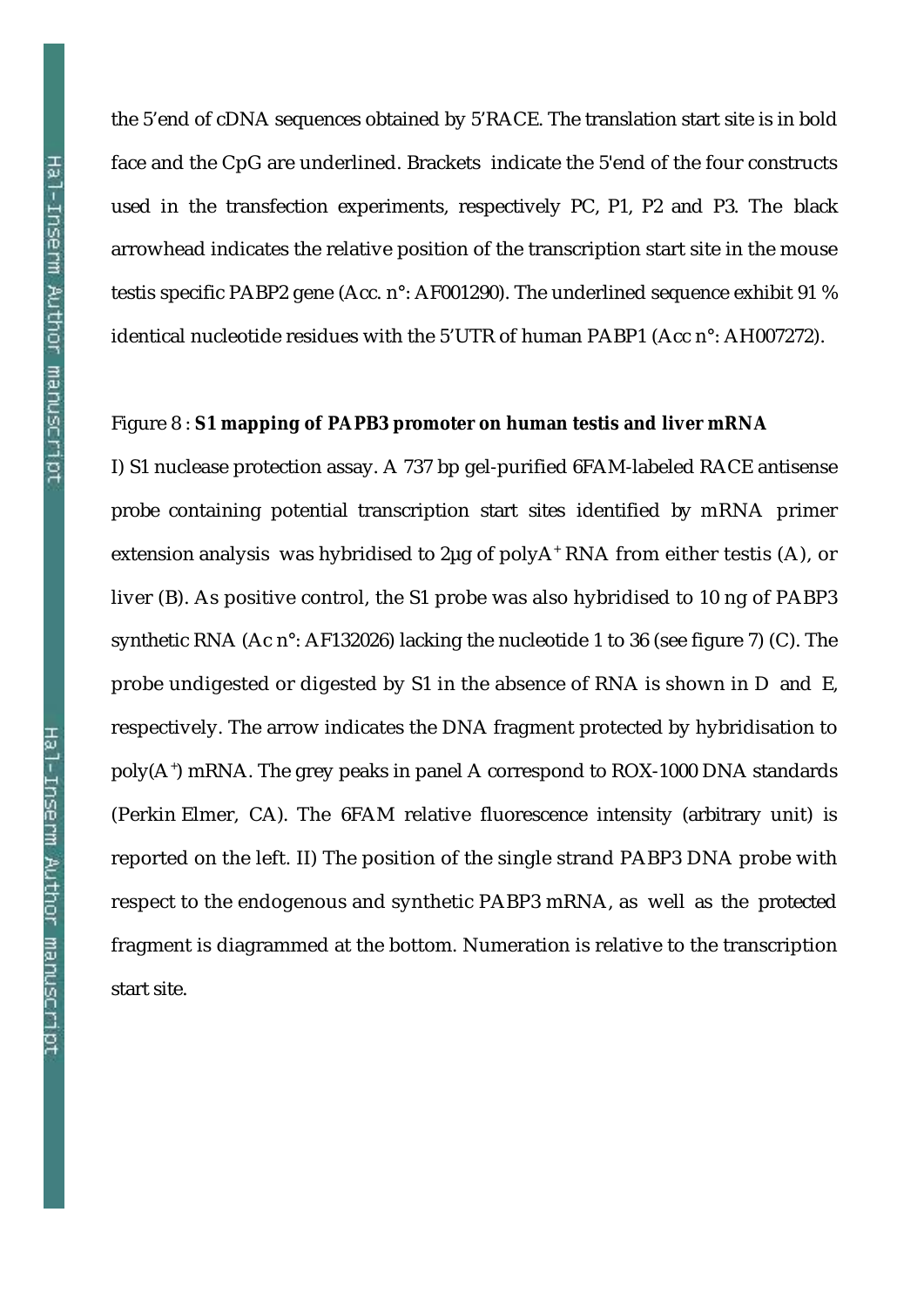the 5'end of cDNA sequences obtained by 5'RACE. The translation start site is in bold face and the CpG are underlined. Brackets indicate the 5'end of the four constructs used in the transfection experiments, respectively PC, P1, P2 and P3. The black arrowhead indicates the relative position of the transcription start site in the mouse testis specific PABP2 gene (Acc. n°: AF001290). The underlined sequence exhibit 91 % identical nucleotide residues with the 5'UTR of human PABP1 (Acc n°: AH007272).

Figure 8 : **S1 mapping of PAPB3 promoter on human testis and liver mRNA**

I) S1 nuclease protection assay. A 737 bp gel-purified 6FAM-labeled RACE antisense probe containing potential transcription start sites identified by mRNA primer extension analysis was hybridised to 2µg of polyA$^+$ RNA from either testis (A), or liver (B). As positive control, the S1 probe was also hybridised to 10 ng of PABP3 synthetic RNA (Ac n°: AF132026) lacking the nucleotide 1 to 36 (see figure 7) (C). The probe undigested or digested by S1 in the absence of RNA is shown in D and E, respectively. The arrow indicates the DNA fragment protected by hybridisation to poly(A$^+$) mRNA. The grey peaks in panel A correspond to ROX-1000 DNA standards (Perkin Elmer, CA). The 6FAM relative fluorescence intensity (arbitrary unit) is reported on the left. II) The position of the single strand PABP3 DNA probe with respect to the endogenous and synthetic PABP3 mRNA, as well as the protected fragment is diagrammed at the bottom. Numeration is relative to the transcription start site.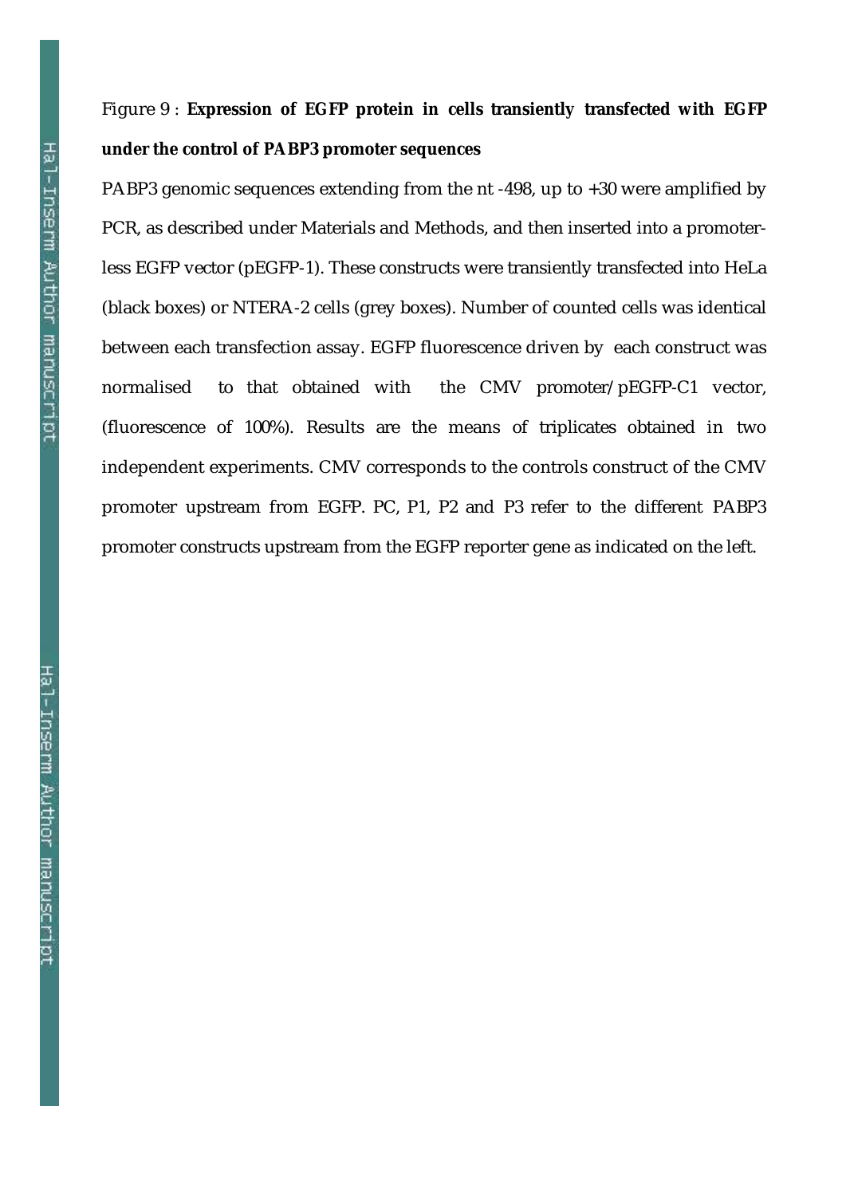Figure 9 : **Expression of EGFP protein in cells transiently transfected with EGFP under the control of PABP3 promoter sequences**

PABP3 genomic sequences extending from the nt -498, up to +30 were amplified by PCR, as described under Materials and Methods, and then inserted into a promoter-less EGFP vector (pEGFP-1). These constructs were transiently transfected into HeLa (black boxes) or NTERA-2 cells (grey boxes). Number of counted cells was identical between each transfection assay. EGFP fluorescence driven by each construct was normalised to that obtained with the CMV promoter/pEGFP-C1 vector, (fluorescence of 100%). Results are the means of triplicates obtained in two independent experiments. CMV corresponds to the controls construct of the CMV promoter upstream from EGFP. PC, P1, P2 and P3 refer to the different PABP3 promoter constructs upstream from the EGFP reporter gene as indicated on the left.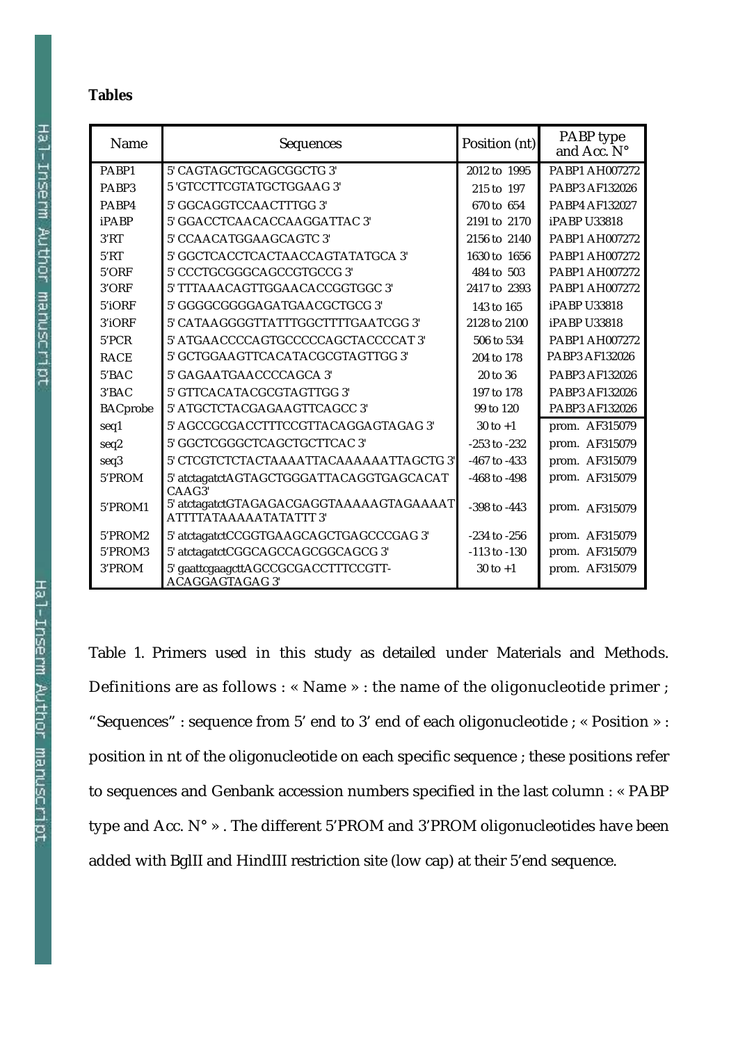**Tables**

| Name | Sequences | Position (nt) | PABP type and Acc. N° |
|---|---|---|---|
| PABP1 | 5' CAGTAGCTGCAGCGGCTG 3' | 2012 to 1995 | PABP1 AH007272 |
| PABP3 | 5 'GTCCTTCGTATGCTGGAAG 3' | 215 to 197 | PABP3 AF132026 |
| PABP4 | 5' GGCAGGTCCAACTTTGG 3' | 670 to 654 | PABP4 AF132027 |
| iPABP | 5' GGACCTCAACACCAAGGATTAC 3' | 2191 to 2170 | iPABP U33818 |
| 3'RT | 5' CCAACATGGAAGCAGTC 3' | 2156 to 2140 | PABP1 AH007272 |
| 5'RT | 5' GGCTCACCTCACTAACCAGTATATGCA 3' | 1630 to 1656 | PABP1 AH007272 |
| 5'ORF | 5' CCCTGCGGGCAGCCGTGCCG 3' | 484 to 503 | PABP1 AH007272 |
| 3'ORF | 5' TTTAAACAGTTGGAACACCGGTGGC 3' | 2417 to 2393 | PABP1 AH007272 |
| 5'iORF | 5' GGGGCGGGGAGATGAACGCTGCG 3' | 143 to 165 | iPABP U33818 |
| 3'iORF | 5' CATAAGGGGTTATTTGGCTTTTGAATCGG 3' | 2128 to 2100 | iPABP U33818 |
| 5'PCR | 5' ATGAACCCCAGTGCCCCCAGCTACCCCAT 3' | 506 to 534 | PABP1 AH007272 |
| RACE | 5' GCTGGAAGTTCACATACGCGTAGTTGG 3' | 204 to 178 | PABP3 AF132026 |
| 5'BAC | 5' GAGAATGAACCCCAGCA 3' | 20 to 36 | PABP3 AF132026 |
| 3'BAC | 5' GTTCACATACGCGTAGTTGG 3' | 197 to 178 | PABP3 AF132026 |
| BACprobe | 5' ATGCTCTACGAGAAGTTCAGCC 3' | 99 to 120 | PABP3 AF132026 |
| seq1 | 5' AGCCGCGACCTTTCCGTTACAGGAGTAGAG 3' | 30 to +1 | prom. AF315079 |
| seq2 | 5' GGCTCGGGCTCAGCTGCTTCAC 3' | -253 to -232 | prom. AF315079 |
| seq3 | 5' CTCGTCTCTACTAAAATTACAAAAAATTAGCTG 3' | -467 to -433 | prom. AF315079 |
| 5'PROM | 5' atctagatctAGTAGCTGGGATTACAGGTGAGCACATCAAG3' | -468 to -498 | prom. AF315079 |
| 5'PROM1 | 5' atctagatctGTAGAGACGAGGTAAAAAGTAGAAAATATTTTATAAAAATATATTT 3' | -398 to -443 | prom. AF315079 |
| 5'PROM2 | 5' atctagatctCCGGTGAAGCAGCTGAGCCCGAG 3' | -234 to -256 | prom. AF315079 |
| 5'PROM3 | 5' atctagatctCGGCAGCCAGCGGCAGCG 3' | -113 to -130 | prom. AF315079 |
| 3'PROM | 5' gaattcgaagcttAGCCGCGACCTTTCCGTT-ACAGGAGTAGAG 3' | 30 to +1 | prom. AF315079 |

Table 1. Primers used in this study as detailed under Materials and Methods. Definitions are as follows : « Name » : the name of the oligonucleotide primer ; "Sequences" : sequence from 5' end to 3' end of each oligonucleotide ; « Position » : position in nt of the oligonucleotide on each specific sequence ; these positions refer to sequences and Genbank accession numbers specified in the last column : « PABP type and Acc. N° » . The different 5'PROM and 3'PROM oligonucleotides have been added with BglII and HindIII restriction site (low cap) at their 5'end sequence.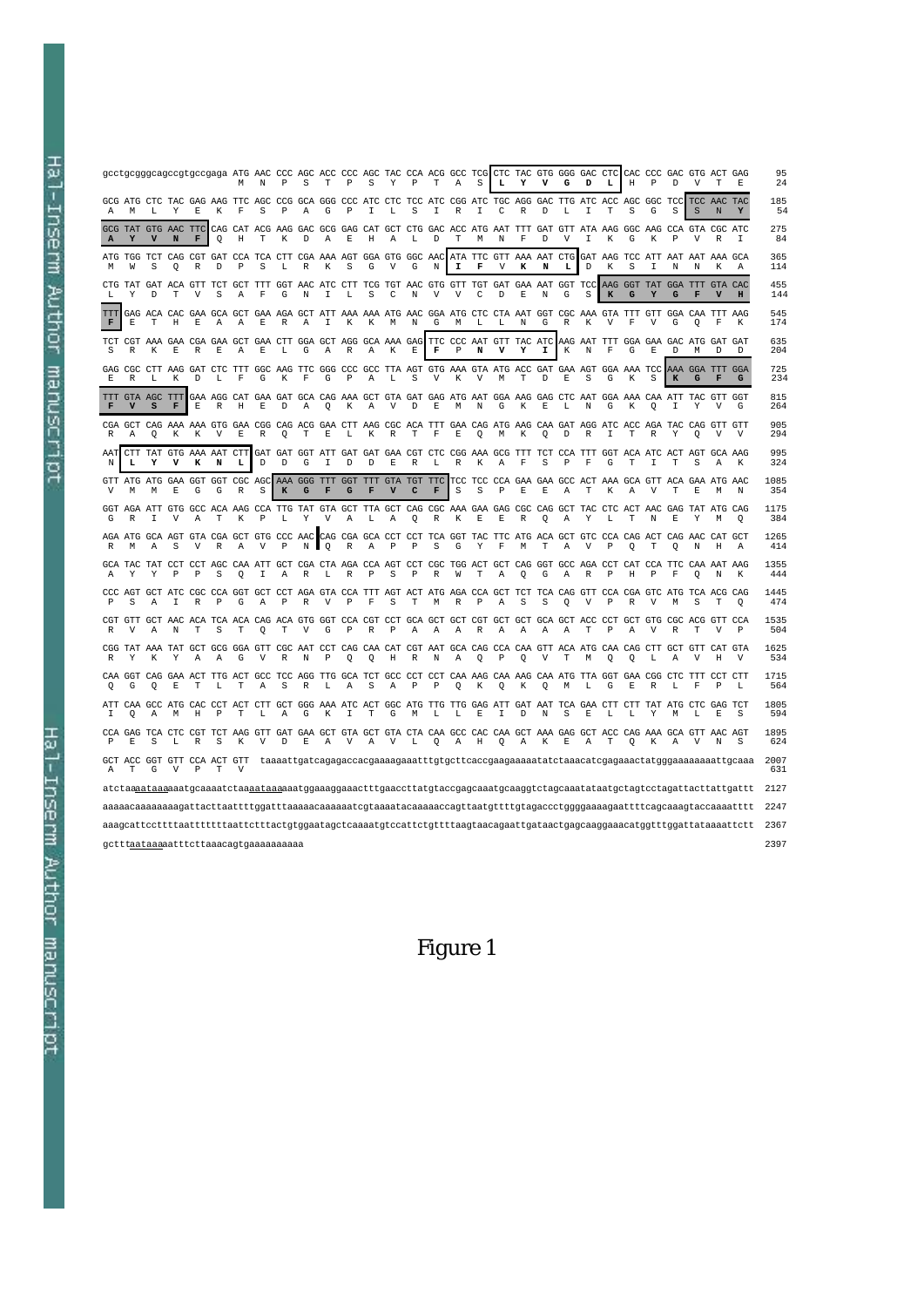```
gcctgcgggcagccgtgccgaga ATG AAC CCC AGC ACC CCC AGC TAC CCA ACG GCC TCG CTC TAC GTG GGG GAC CTC CAC CCC GAC GTG ACT GAG    95
                         M   N   P   S   T   P   S   Y   P   T   A   S   L   Y   V   G   D   L   H   P   D   V   T   E    24

GCG ATG CTC TAC GAG AAG TTC AGC CCG GCA GGG CCC ATC CTC TCC ATC CGG ATC TGC AGG GAC TTG ATC ACC AGC GGC TCC TCC AAC TAC    185
 A   M   L   Y   E   K   F   S   P   A   G   P   I   L   S   I   R   I   C   R   D   L   I   T   S   G   S   S   N   Y    54

GCG TAT GTG AAC TTC CAG CAT ACG AAG GAC GCG GAG CAT GCT CTG GAC ACC ATG AAT TTT GAT GTT ATA AAG GGC AAG CCA GTA CGC ATC    275
 A   Y   V   N   F   Q   H   T   K   D   A   E   H   A   L   D   T   M   N   F   D   V   I   K   G   K   P   V   R   I    84

ATG TGG TCT CAG CGT GAT CCA TCA CTT CGA AAA AGT GGA GTG GGC AAC ATA TTC GTT AAA AAT CTG GAT AAG TCC ATT AAT AAT AAA GCA    365
 M   W   S   Q   R   D   P   S   L   R   K   S   G   V   G   N   I   F   V   K   N   L   D   K   S   I   N   N   K   A   114

CTG TAT GAT ACA GTT TCT GCT TTT GGT AAC ATC CTT TCG TGT AAC GTG GTT TGT GAT GAA AAT GGT TCC AAG GGT TAT GGA TTT GTA CAC    455
 L   Y   D   T   V   S   A   F   G   N   I   L   S   C   N   V   V   C   D   E   N   G   S   K   G   Y   G   F   V   H   144

TTT GAG ACA CAC GAA GCA GCT GAA AGA GCT ATT AAA AAA ATG AAC GGA ATG CTC CTA AAT GGT CGC AAA GTA TTT GTT GGA CAA TTT AAG    545
 F   E   T   H   E   A   A   E   R   A   I   K   K   M   N   G   M   L   L   N   G   R   K   V   F   V   G   Q   F   K   174

TCT CGT AAA GAA CGA GAA GCT GAA CTT GGA GCT AGG GCA AAA GAG TTC CCC AAT GTT TAC ATC AAG AAT TTT GGA GAA GAC ATG GAT GAT    635
 S   R   K   E   R   E   A   E   L   G   A   R   A   K   E   F   P   N   V   Y   I   K   N   F   G   E   D   M   D   D   204

GAG CGC CTT AAG GAT CTC TTT GGC AAG TTC GGG CCC GCC TTA AGT GTG AAA GTA ATG ACC GAT GAA AGT GGA AAA TCC AAA GGA TTT GGA    725
 E   R   L   K   D   L   F   G   K   F   G   P   A   L   S   V   K   V   M   T   D   E   S   G   K   S   K   G   F   G   234

TTT GTA AGC TTT GAA AGG CAT GAA GAT GCA CAG AAA GCT GTA GAT GAG ATG AAT GGA AAG GAG CTC AAT GGA AAA CAA ATT TAC GTT GGT    815
 F   V   S   F   E   R   H   E   D   A   Q   K   A   V   D   E   M   N   G   K   E   L   N   G   K   Q   I   Y   V   G   264

CGA GCT CAG AAA AAG GTG GAA CGG CAG ACG GAA CTT AAG CGC ACA TTT GAA CAG ATG AAG CAA GAT AGG ATC ACC AGA TAC CAG GTT GTT    905
 R   A   Q   K   K   V   E   R   Q   T   E   L   K   R   T   F   E   Q   M   K   Q   D   R   I   T   R   Y   Q   V   V   294

AAT CTT TAT GTG AAA AAT CTT GAT GAT GGT ATT GAT GAT GAA CGT CTC CGG AAA GCG TTT TCT CCA TTT GGT ACA ATC ACT AGT GCA AAG    995
 N   L   Y   V   K   N   L   D   D   G   I   D   D   E   R   L   R   K   A   F   S   P   F   G   T   I   T   S   A   K   324

GTT ATG ATG GAA GGT GGT CGC AGC AAA GGG TTT GGT TTT GTA TGT TTC TCC TCC CCA GAA GAA GCC ACT AAA GCA GTT ACA GAA ATG AAC    1085
 V   M   M   E   G   G   R   S   K   G   F   G   F   V   C   F   S   S   P   E   E   A   T   K   A   V   T   E   M   N   354

GGT AGA ATT GTG GCC ACA AAG CCA TTG TAT GTA GCT TTA GCT CAG CGC AAA GAA GAG CGC CAG GCT TAC CTC ACT AAC GAG TAT ATG CAG    1175
 G   R   I   V   A   T   K   P   L   Y   V   A   L   A   Q   R   K   E   E   R   Q   A   Y   L   T   N   E   Y   M   Q   384

AGA ATG GCA AGT GTA CGA GCT GTG CCC AAC CAG CGA GCA CCT CCT TCA GGT TAC TTC ATG ACA GCT GTC CCA CAG ACT CAG AAC CAT GCT    1265
 R   M   A   S   V   R   A   V   P   N   Q   R   A   P   P   S   G   Y   F   M   T   A   V   P   Q   T   Q   N   H   A   414

GCA TAC TAT CCT CCT AGC CAA ATT GCT CGA CTA AGA CCA AGT CCT CGC TGG ACT GCT CAG GGT GCC AGA CCT CAT CCA TTC CAA AAT AAG    1355
 A   Y   Y   P   P   S   Q   I   A   R   L   R   P   S   P   R   W   T   A   Q   G   A   R   P   H   P   F   Q   N   K   444

CCC AGT GCT ATC CGC CCA GGT GCT CCT AGA GTA CCA TTT AGT ACT ATG AGA CCA GCT TCT TCA CAG GTT CCA CGA GTC ATG TCA ACG CAG    1445
 P   S   A   I   R   P   G   A   P   R   V   P   F   S   T   M   R   P   A   S   S   Q   V   P   R   V   M   S   T   Q   474

CGT GTT GCT AAC ACA TCA ACA CAG ACA GTG GGT CCA CGT CCT GCA GCT GCT CGT GCT GCT GCA GCT ACC CCT GCT GTG CGC ACG GTT CCA    1535
 R   V   A   N   T   S   T   Q   T   V   G   P   R   P   A   A   A   R   A   A   A   A   T   P   A   V   R   T   V   P   504

CGG TAT AAA TAT GCT GCG GGA GTT CGC AAT CCT CAG CAA CAT CGT AAT GCA CAG CCA CAA GTT ACA ATG CAA CAG CTT GCT GTT CAT GTA    1625
 R   Y   K   Y   A   A   G   V   R   N   P   Q   Q   H   R   N   A   Q   P   Q   V   T   M   Q   Q   L   A   V   H   V   534

CAA GGT CAG GAA ACT TTG ACT GCC TCC AGG TTG GCA TCT GCC CCT CCT CAA AAG CAA AAG CAA ATG TTA GGT GAA CGG CTC TTT CCT CTT    1715
 Q   G   Q   E   T   L   T   A   S   R   L   A   S   A   P   P   Q   K   Q   K   Q   M   L   G   E   R   L   F   P   L   564

ATT CAA GCC ATG CAC CCT ACT CTT GCT GGG AAA ATC ACT GGC ATG TTG TTG GAG ATT GAT AAT TCA GAA CTT CTT TAT ATG CTC GAG TCT    1805
 I   Q   A   M   H   P   T   L   A   G   K   I   T   G   M   L   L   E   I   D   N   S   E   L   L   Y   M   L   E   S   594

CCA GAG TCA CTC CGT TCT AAG GTT GAT GAA GCT GTA GCT GTA CTA CAA GCC CAC CAA GCT AAA GAG GCT ACC CAG AAA GCA GTT AAC AGT    1895
 P   E   S   L   R   S   K   V   D   E   A   V   A   V   L   Q   A   H   Q   A   K   E   A   T   Q   K   A   V   N   S   624

GCT ACC GGT GTT CCA ACT GTT  taaaattgatcagagaccacgaaaagaaatttgtgcttcaccgaagaaaaatatctaaacatcgagaaactatgggaaaaaaaattgcaaa  2007
 A   T   G   V   P   T   V                                                                                                     631

atctaaaataaaaaatgcaaaatctaaaataaaaaatggaaaggaaactttgaaccttatgtaccgagcaaatgcaaggtctagcaaatataatgctagtcctagattacttattgattt  2127

aaaaacaaaaaaaagattacttaattttggatttaaaaacaaaaaatcgtaaaatacaaaaaccagttaatgttttgtagaccctggggaaaagaattttcagcaaagtaccaaaatttt  2247

aaagcattccttttaattttttttaattctttactgtggaatagctcaaaatgtccattctgttttaagtaacagaattgataactgagcaaggaaacatggtttggattataaaattctt  2367

gctttaataaaatttcttaaacagtgaaaaaaaaaa                                                                                         2397
```

Figure 1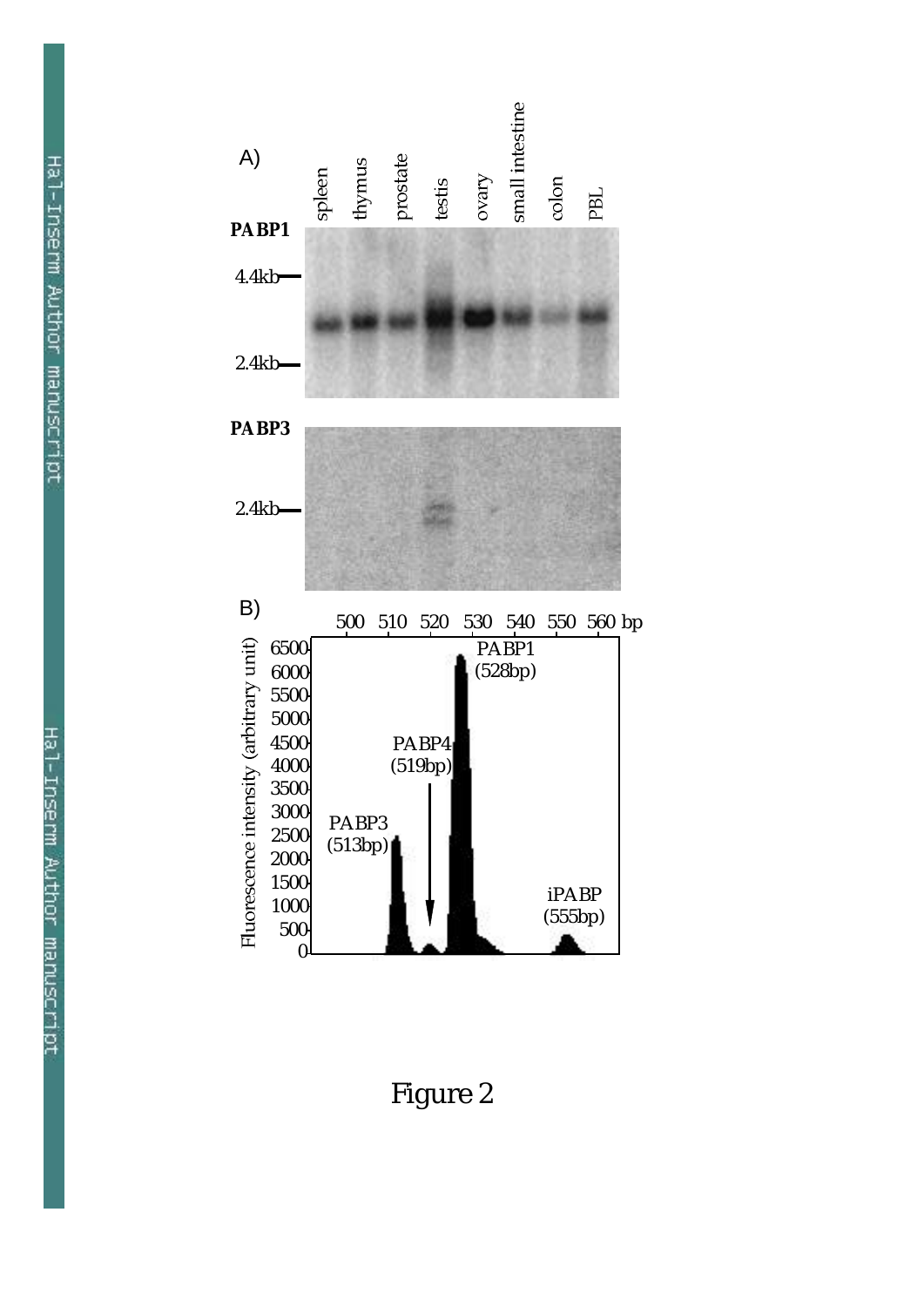A)

| | spleen | thymus | prostate | testis | ovary | small intestine | colon | PBL |
|---|---|---|---|---|---|---|---|---|

**PABP1**

4.4kb

2.4kb

**PABP3**

2.4kb

B)

500 510 520 530 540 550 560 bp

Fluorescence intensity (arbitrary unit)

6500 6000 5500 5000 4500 4000 3500 3000 2500 2000 1500 1000 500 0

PABP1 (528bp)

PABP4 (519bp)

PABP3 (513bp)

iPABP (555bp)

Figure 2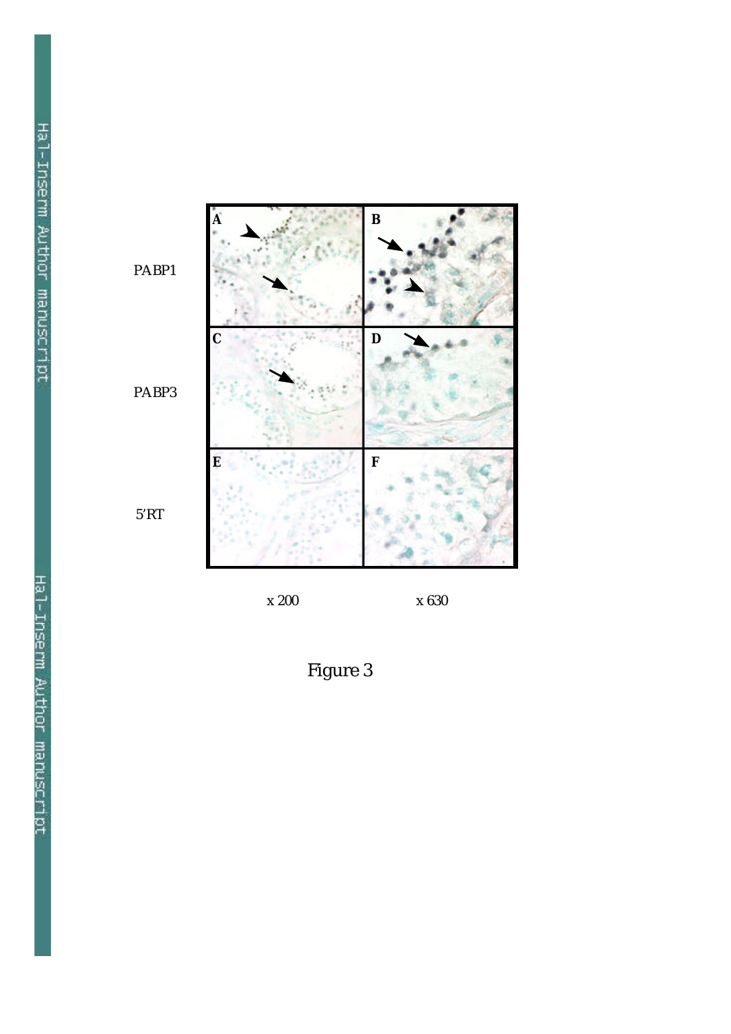PABP1

PABP3

5'RT

x 200

x 630

Figure 3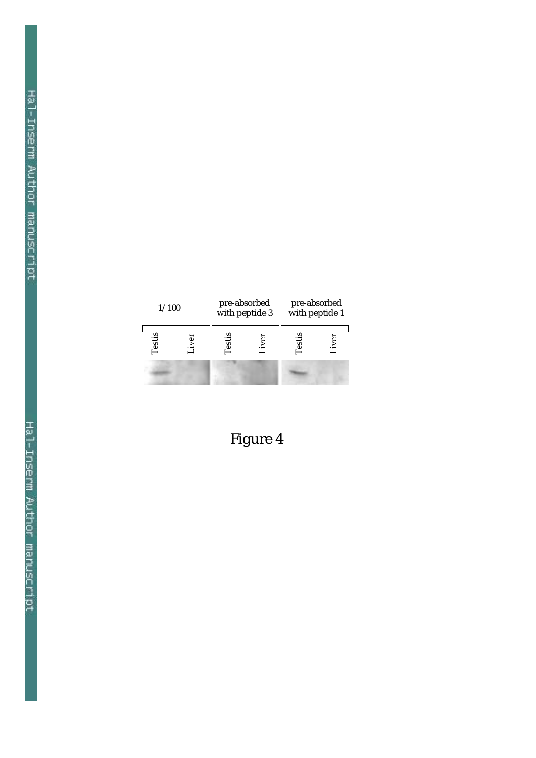| 1/100 | | pre-absorbed with peptide 3 | | pre-absorbed with peptide 1 | |
|---|---|---|---|---|---|
| Testis | Liver | Testis | Liver | Testis | Liver |

Figure 4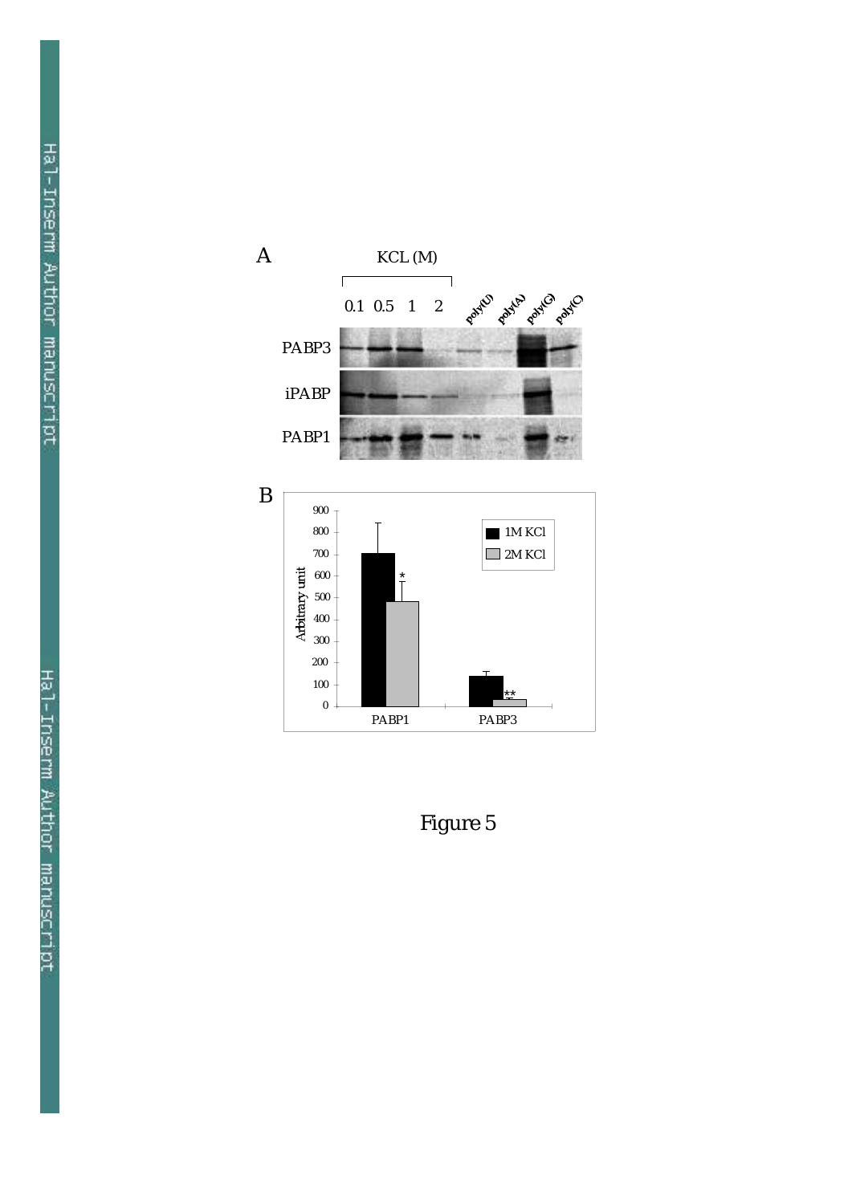Figure 5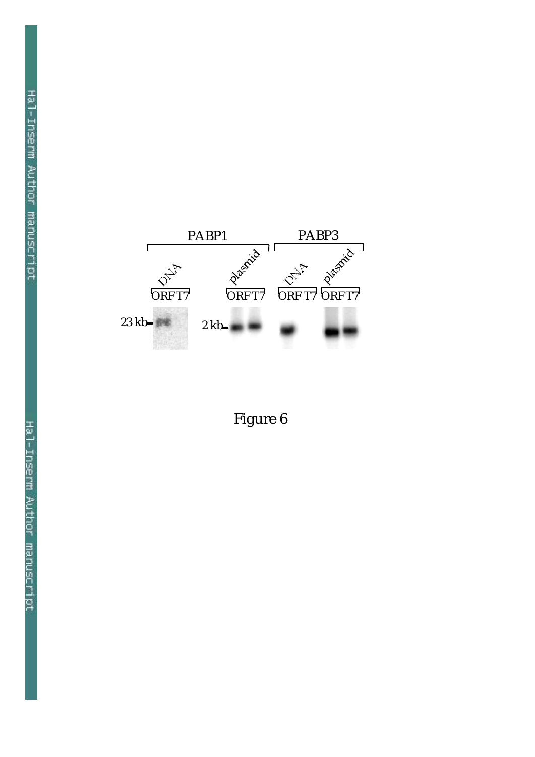Figure 6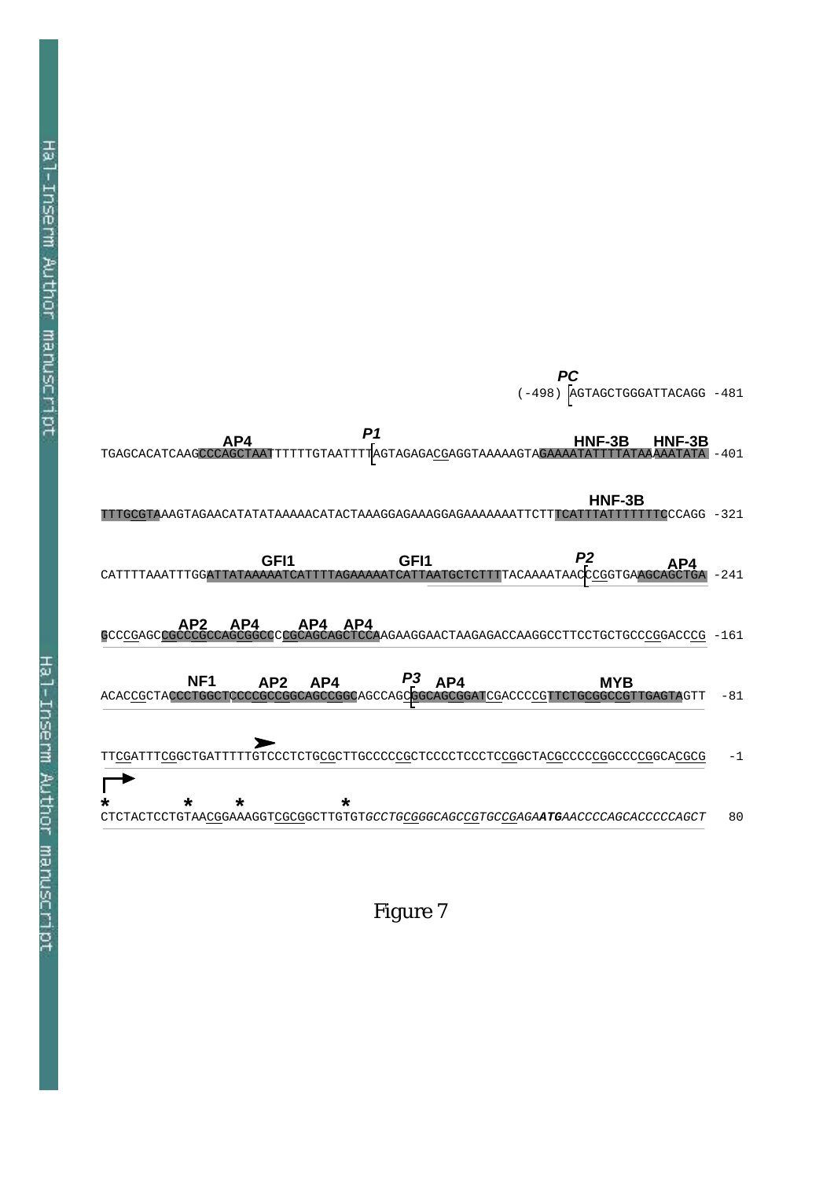```
                                                    PC
                                            (-498) [AGTAGCTGGGATTACAGG -481

              AP4                     P1                              HNF-3B    HNF-3B
TGAGCACATCAAGCCCAGCTAATTTTTTGTAATTTT[AGTAGAGACGAGGTAAAAAGTAGAAAATATTTTATAAAAATATA -401

                                                                          HNF-3B
TTTGCGTAAAGTAGAACATATATAAAAACATACTAAAGGAGAAAGGAGAAAAAAATTCTTTCATTTATTTTTTTCCCAGG -321

                GFI1                   GFI1                        P2        AP4
CATTTTAAATTTGGATTATAAAAATCATTTTAGAAAAATCATTAATGCTCTTTTACAAAATAAC[CCGGTGAAGCAGCTGA -241

        AP2    AP4      AP4  AP4
GCCCGAGCCGCCCGCCAGCGGCCCCGCAGCAGCTCCAAGAAGGAACTAAGAGACCAAGGCCTTCCTGCTGCCCGGACCCG -161

          NF1       AP2    AP4            P3   AP4                     MYB
ACACCGCTACCCTGGCTCCCCGCCGGCAGCCGGCAGCCAGC[GGCAGCGGATCGACCCCGTTCTGCGGCCGTTGAGTAGTT  -81

                  ➤
TTCGATTTCGGCTGATTTTTGTCCCTCTGCGCTTGCCCCCGCTCCCCTCCCTCCGGCTACGCCCCCGGCCCCGGCACGCG   -1

┌→
*         *      *          *
CTCTACTCCTGTAACGGAAAGGTCGCGGCTTGTGTGCCTGCGGGCAGCCGTGCCGAGAATGAACCCCAGCACCCCCAGCT   80
```

Figure 7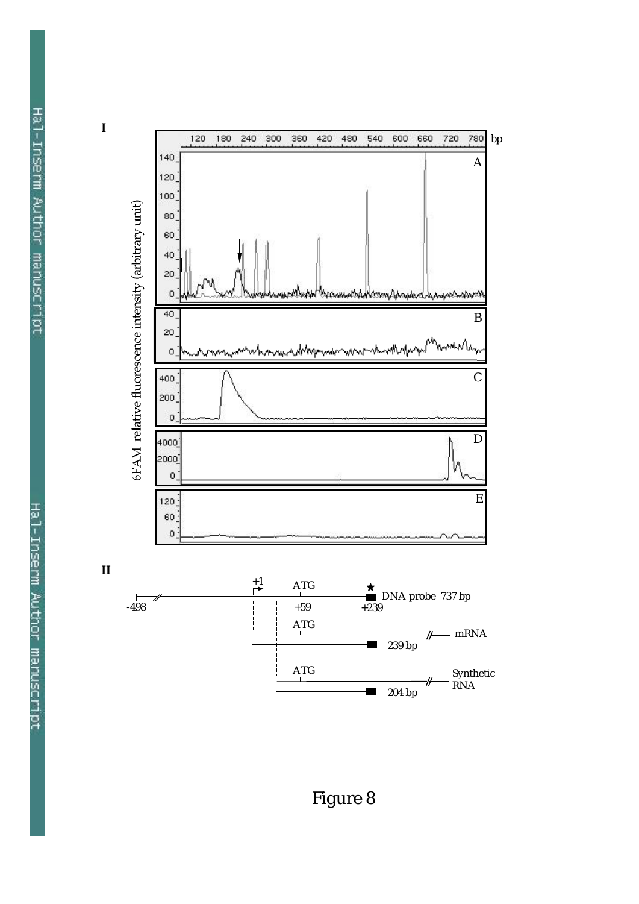**I**

**II**

Figure 8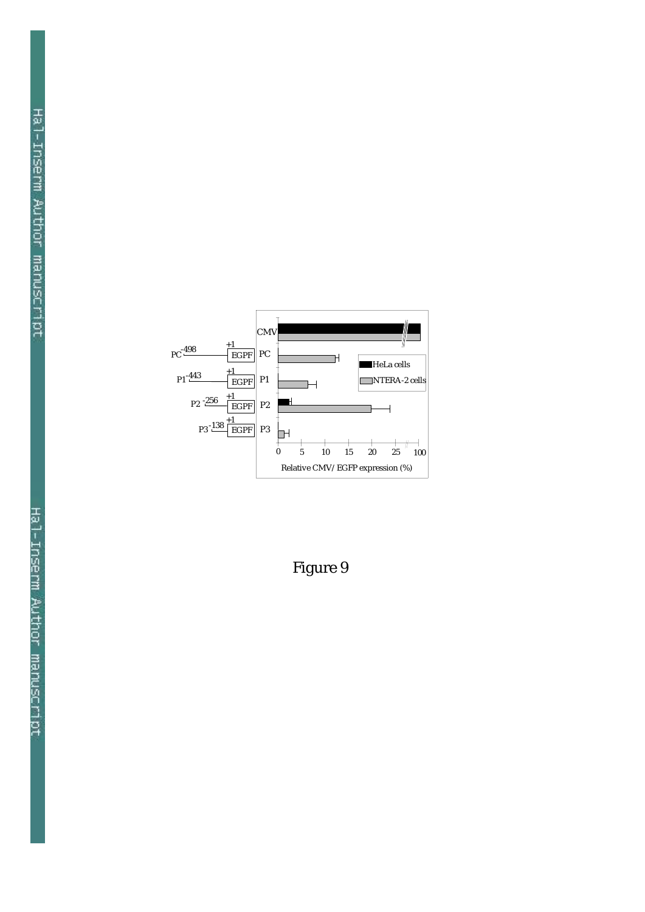CMV

PC -498 +1 EGPF PC

P1 -443 +1 EGPF P1

P2 -256 +1 EGPF P2

P3 -138 +1 EGPF P3

HeLa cells

NTERA-2 cells

0 5 10 15 20 25 100

Relative CMV/ EGFP expression (%)

Figure 9